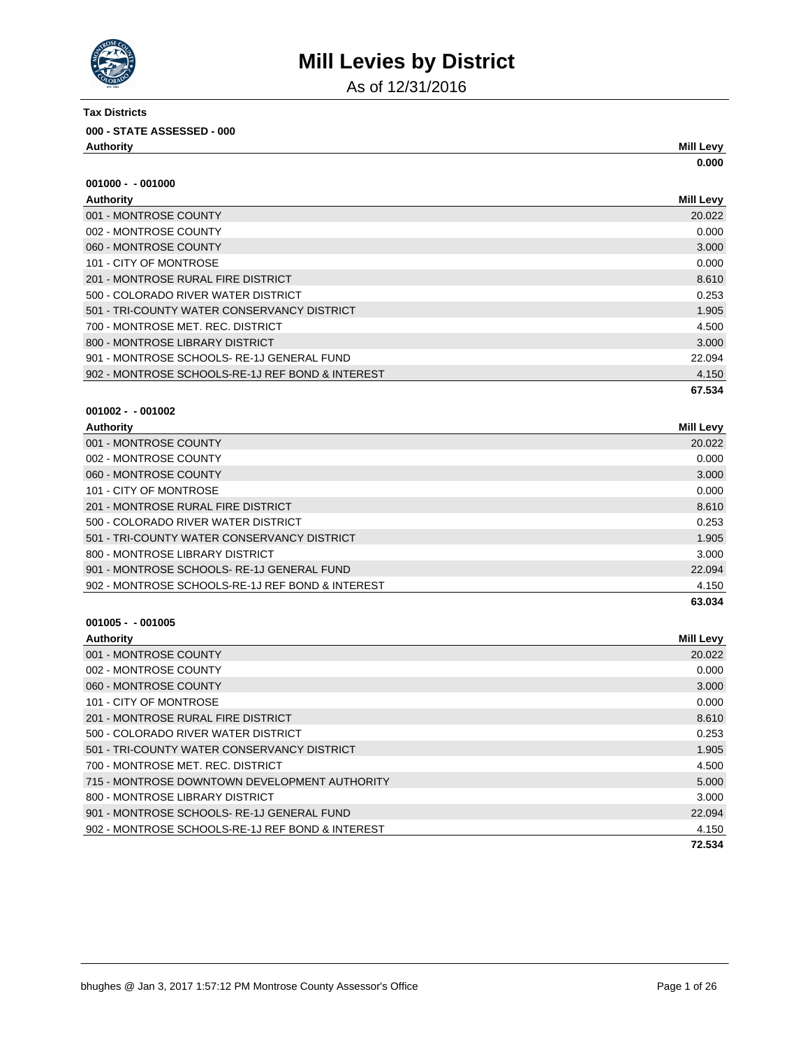# Mill Levies by District

As of 12/31/2016

**Tax Districts**

**000 - STATE ASSESSED - 000**

| Authority | Mill Levy |
|---|---|
| | **0.000** |

**001000 - - 001000**

| Authority | Mill Levy |
|---|---|
| 001 - MONTROSE COUNTY | 20.022 |
| 002 - MONTROSE COUNTY | 0.000 |
| 060 - MONTROSE COUNTY | 3.000 |
| 101 - CITY OF MONTROSE | 0.000 |
| 201 - MONTROSE RURAL FIRE DISTRICT | 8.610 |
| 500 - COLORADO RIVER WATER DISTRICT | 0.253 |
| 501 - TRI-COUNTY WATER CONSERVANCY DISTRICT | 1.905 |
| 700 - MONTROSE MET. REC. DISTRICT | 4.500 |
| 800 - MONTROSE LIBRARY DISTRICT | 3.000 |
| 901 - MONTROSE SCHOOLS- RE-1J GENERAL FUND | 22.094 |
| 902 - MONTROSE SCHOOLS-RE-1J REF BOND & INTEREST | 4.150 |
| | **67.534** |

**001002 - - 001002**

| Authority | Mill Levy |
|---|---|
| 001 - MONTROSE COUNTY | 20.022 |
| 002 - MONTROSE COUNTY | 0.000 |
| 060 - MONTROSE COUNTY | 3.000 |
| 101 - CITY OF MONTROSE | 0.000 |
| 201 - MONTROSE RURAL FIRE DISTRICT | 8.610 |
| 500 - COLORADO RIVER WATER DISTRICT | 0.253 |
| 501 - TRI-COUNTY WATER CONSERVANCY DISTRICT | 1.905 |
| 800 - MONTROSE LIBRARY DISTRICT | 3.000 |
| 901 - MONTROSE SCHOOLS- RE-1J GENERAL FUND | 22.094 |
| 902 - MONTROSE SCHOOLS-RE-1J REF BOND & INTEREST | 4.150 |
| | **63.034** |

**001005 - - 001005**

| Authority | Mill Levy |
|---|---|
| 001 - MONTROSE COUNTY | 20.022 |
| 002 - MONTROSE COUNTY | 0.000 |
| 060 - MONTROSE COUNTY | 3.000 |
| 101 - CITY OF MONTROSE | 0.000 |
| 201 - MONTROSE RURAL FIRE DISTRICT | 8.610 |
| 500 - COLORADO RIVER WATER DISTRICT | 0.253 |
| 501 - TRI-COUNTY WATER CONSERVANCY DISTRICT | 1.905 |
| 700 - MONTROSE MET. REC. DISTRICT | 4.500 |
| 715 - MONTROSE DOWNTOWN DEVELOPMENT AUTHORITY | 5.000 |
| 800 - MONTROSE LIBRARY DISTRICT | 3.000 |
| 901 - MONTROSE SCHOOLS- RE-1J GENERAL FUND | 22.094 |
| 902 - MONTROSE SCHOOLS-RE-1J REF BOND & INTEREST | 4.150 |
| | **72.534** |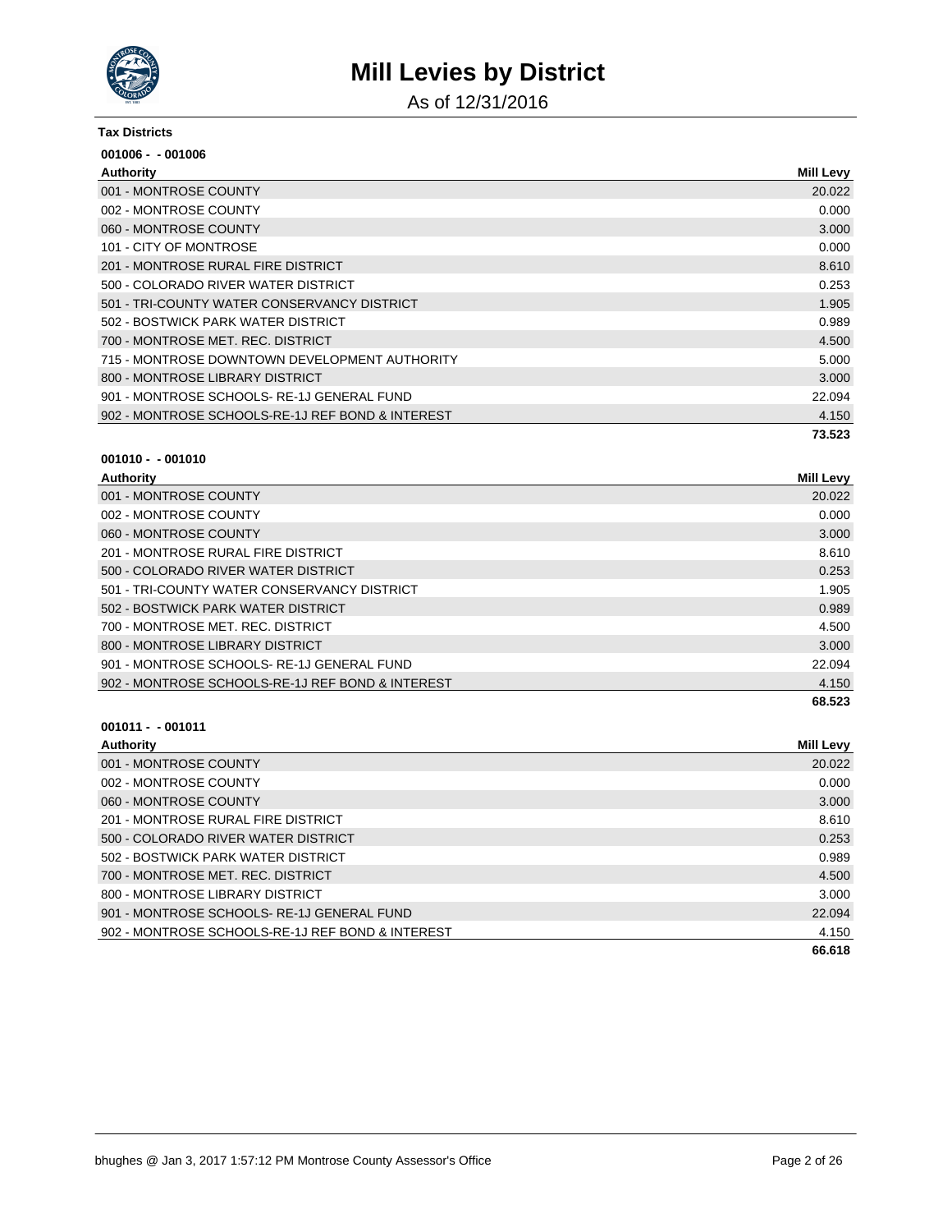# Mill Levies by District

As of 12/31/2016

**Tax Districts**

**001006 - - 001006**

| Authority | Mill Levy |
|---|---|
| 001 - MONTROSE COUNTY | 20.022 |
| 002 - MONTROSE COUNTY | 0.000 |
| 060 - MONTROSE COUNTY | 3.000 |
| 101 - CITY OF MONTROSE | 0.000 |
| 201 - MONTROSE RURAL FIRE DISTRICT | 8.610 |
| 500 - COLORADO RIVER WATER DISTRICT | 0.253 |
| 501 - TRI-COUNTY WATER CONSERVANCY DISTRICT | 1.905 |
| 502 - BOSTWICK PARK WATER DISTRICT | 0.989 |
| 700 - MONTROSE MET. REC. DISTRICT | 4.500 |
| 715 - MONTROSE DOWNTOWN DEVELOPMENT AUTHORITY | 5.000 |
| 800 - MONTROSE LIBRARY DISTRICT | 3.000 |
| 901 - MONTROSE SCHOOLS- RE-1J GENERAL FUND | 22.094 |
| 902 - MONTROSE SCHOOLS-RE-1J REF BOND & INTEREST | 4.150 |
| | **73.523** |

**001010 - - 001010**

| Authority | Mill Levy |
|---|---|
| 001 - MONTROSE COUNTY | 20.022 |
| 002 - MONTROSE COUNTY | 0.000 |
| 060 - MONTROSE COUNTY | 3.000 |
| 201 - MONTROSE RURAL FIRE DISTRICT | 8.610 |
| 500 - COLORADO RIVER WATER DISTRICT | 0.253 |
| 501 - TRI-COUNTY WATER CONSERVANCY DISTRICT | 1.905 |
| 502 - BOSTWICK PARK WATER DISTRICT | 0.989 |
| 700 - MONTROSE MET. REC. DISTRICT | 4.500 |
| 800 - MONTROSE LIBRARY DISTRICT | 3.000 |
| 901 - MONTROSE SCHOOLS- RE-1J GENERAL FUND | 22.094 |
| 902 - MONTROSE SCHOOLS-RE-1J REF BOND & INTEREST | 4.150 |
| | **68.523** |

**001011 - - 001011**

| Authority | Mill Levy |
|---|---|
| 001 - MONTROSE COUNTY | 20.022 |
| 002 - MONTROSE COUNTY | 0.000 |
| 060 - MONTROSE COUNTY | 3.000 |
| 201 - MONTROSE RURAL FIRE DISTRICT | 8.610 |
| 500 - COLORADO RIVER WATER DISTRICT | 0.253 |
| 502 - BOSTWICK PARK WATER DISTRICT | 0.989 |
| 700 - MONTROSE MET. REC. DISTRICT | 4.500 |
| 800 - MONTROSE LIBRARY DISTRICT | 3.000 |
| 901 - MONTROSE SCHOOLS- RE-1J GENERAL FUND | 22.094 |
| 902 - MONTROSE SCHOOLS-RE-1J REF BOND & INTEREST | 4.150 |
| | **66.618** |

bhughes @ Jan 3, 2017 1:57:12 PM Montrose County Assessor's Office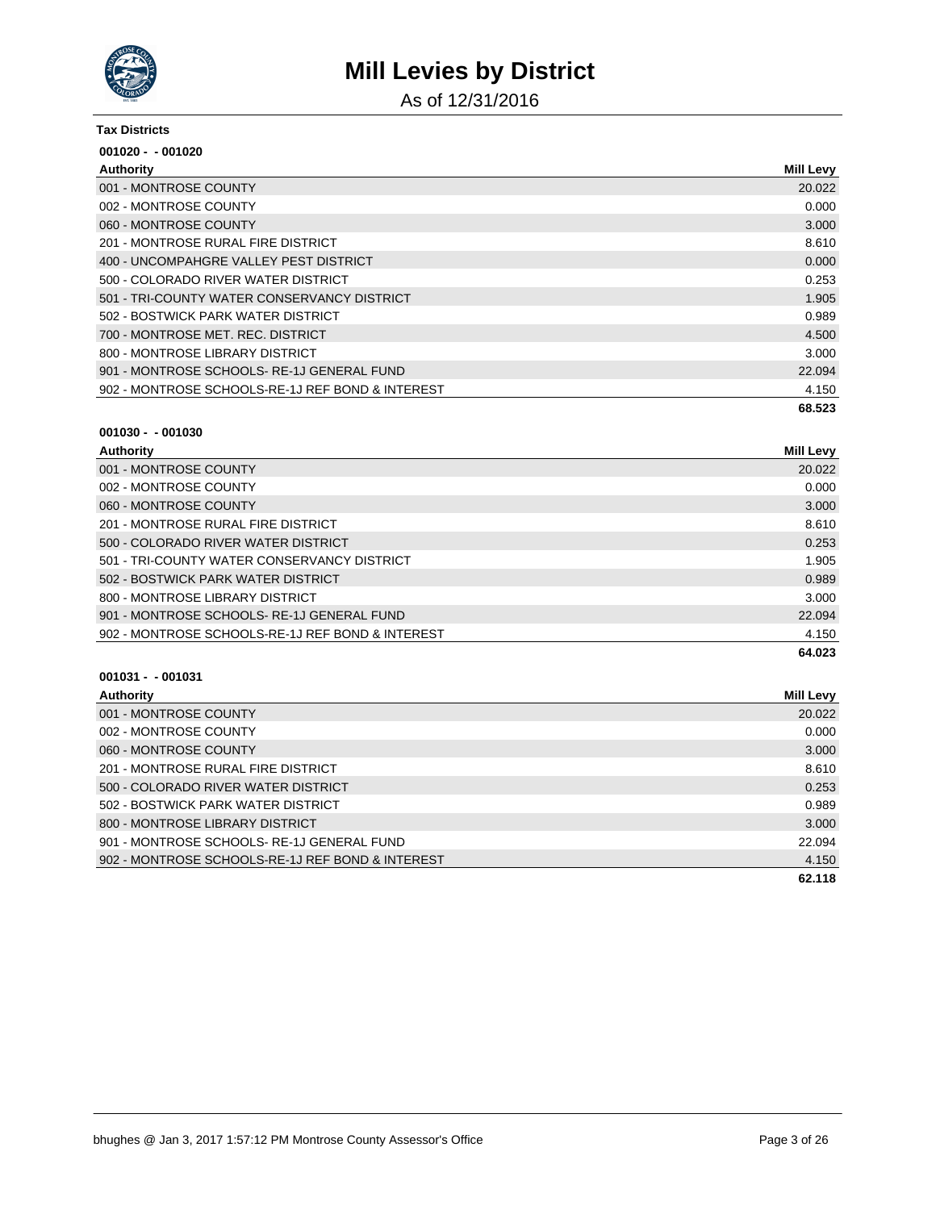# Mill Levies by District

As of 12/31/2016

**Tax Districts**

**001020 - - 001020**

| Authority | Mill Levy |
| --- | --- |
| 001 - MONTROSE COUNTY | 20.022 |
| 002 - MONTROSE COUNTY | 0.000 |
| 060 - MONTROSE COUNTY | 3.000 |
| 201 - MONTROSE RURAL FIRE DISTRICT | 8.610 |
| 400 - UNCOMPAHGRE VALLEY PEST DISTRICT | 0.000 |
| 500 - COLORADO RIVER WATER DISTRICT | 0.253 |
| 501 - TRI-COUNTY WATER CONSERVANCY DISTRICT | 1.905 |
| 502 - BOSTWICK PARK WATER DISTRICT | 0.989 |
| 700 - MONTROSE MET. REC. DISTRICT | 4.500 |
| 800 - MONTROSE LIBRARY DISTRICT | 3.000 |
| 901 - MONTROSE SCHOOLS- RE-1J GENERAL FUND | 22.094 |
| 902 - MONTROSE SCHOOLS-RE-1J REF BOND & INTEREST | 4.150 |
| | **68.523** |

**001030 - - 001030**

| Authority | Mill Levy |
| --- | --- |
| 001 - MONTROSE COUNTY | 20.022 |
| 002 - MONTROSE COUNTY | 0.000 |
| 060 - MONTROSE COUNTY | 3.000 |
| 201 - MONTROSE RURAL FIRE DISTRICT | 8.610 |
| 500 - COLORADO RIVER WATER DISTRICT | 0.253 |
| 501 - TRI-COUNTY WATER CONSERVANCY DISTRICT | 1.905 |
| 502 - BOSTWICK PARK WATER DISTRICT | 0.989 |
| 800 - MONTROSE LIBRARY DISTRICT | 3.000 |
| 901 - MONTROSE SCHOOLS- RE-1J GENERAL FUND | 22.094 |
| 902 - MONTROSE SCHOOLS-RE-1J REF BOND & INTEREST | 4.150 |
| | **64.023** |

**001031 - - 001031**

| Authority | Mill Levy |
| --- | --- |
| 001 - MONTROSE COUNTY | 20.022 |
| 002 - MONTROSE COUNTY | 0.000 |
| 060 - MONTROSE COUNTY | 3.000 |
| 201 - MONTROSE RURAL FIRE DISTRICT | 8.610 |
| 500 - COLORADO RIVER WATER DISTRICT | 0.253 |
| 502 - BOSTWICK PARK WATER DISTRICT | 0.989 |
| 800 - MONTROSE LIBRARY DISTRICT | 3.000 |
| 901 - MONTROSE SCHOOLS- RE-1J GENERAL FUND | 22.094 |
| 902 - MONTROSE SCHOOLS-RE-1J REF BOND & INTEREST | 4.150 |
| | **62.118** |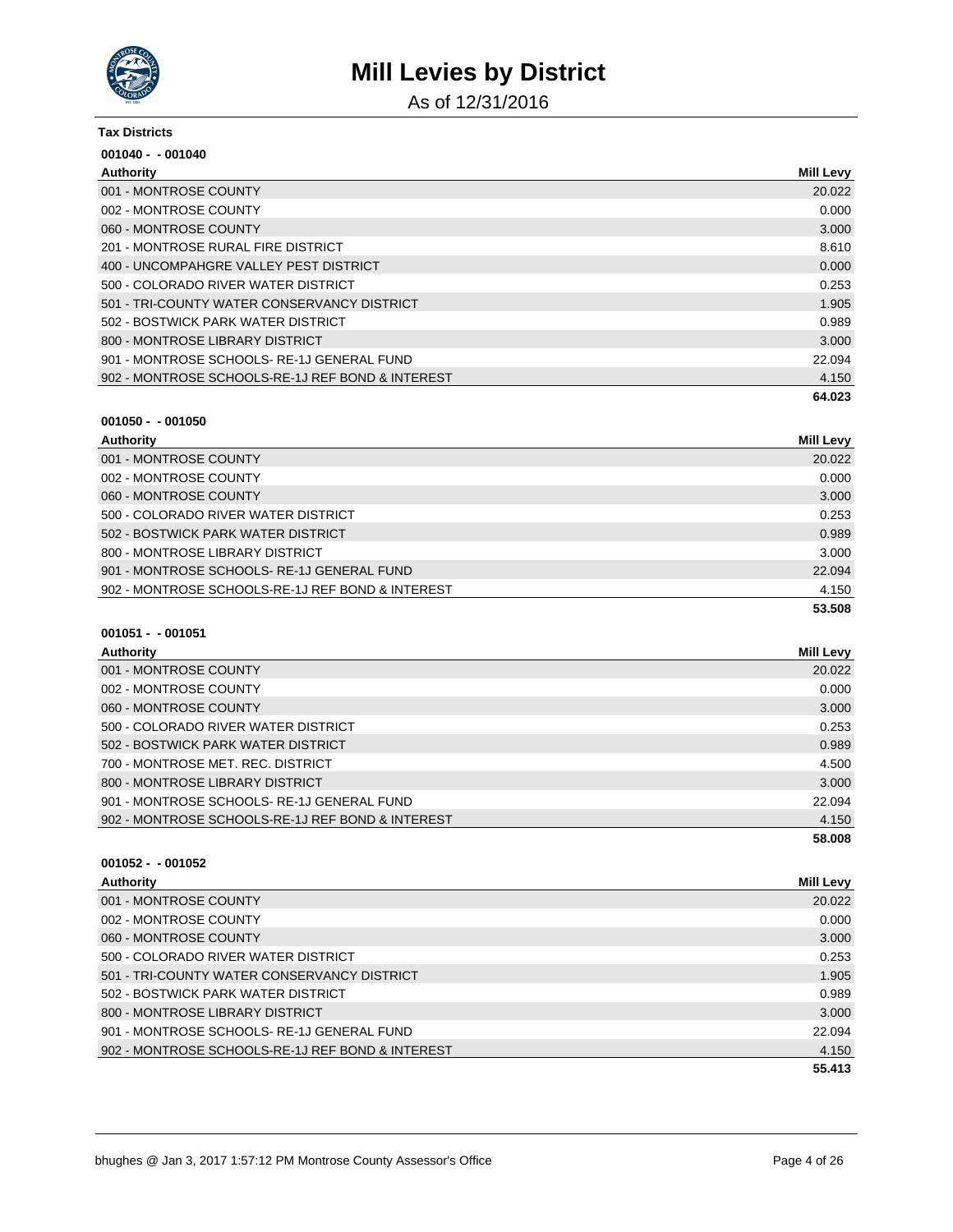# Mill Levies by District

As of 12/31/2016

**Tax Districts**

**001040 - - 001040**

| Authority | Mill Levy |
|---|---|
| 001 - MONTROSE COUNTY | 20.022 |
| 002 - MONTROSE COUNTY | 0.000 |
| 060 - MONTROSE COUNTY | 3.000 |
| 201 - MONTROSE RURAL FIRE DISTRICT | 8.610 |
| 400 - UNCOMPAHGRE VALLEY PEST DISTRICT | 0.000 |
| 500 - COLORADO RIVER WATER DISTRICT | 0.253 |
| 501 - TRI-COUNTY WATER CONSERVANCY DISTRICT | 1.905 |
| 502 - BOSTWICK PARK WATER DISTRICT | 0.989 |
| 800 - MONTROSE LIBRARY DISTRICT | 3.000 |
| 901 - MONTROSE SCHOOLS- RE-1J GENERAL FUND | 22.094 |
| 902 - MONTROSE SCHOOLS-RE-1J REF BOND & INTEREST | 4.150 |
| | **64.023** |

**001050 - - 001050**

| Authority | Mill Levy |
|---|---|
| 001 - MONTROSE COUNTY | 20.022 |
| 002 - MONTROSE COUNTY | 0.000 |
| 060 - MONTROSE COUNTY | 3.000 |
| 500 - COLORADO RIVER WATER DISTRICT | 0.253 |
| 502 - BOSTWICK PARK WATER DISTRICT | 0.989 |
| 800 - MONTROSE LIBRARY DISTRICT | 3.000 |
| 901 - MONTROSE SCHOOLS- RE-1J GENERAL FUND | 22.094 |
| 902 - MONTROSE SCHOOLS-RE-1J REF BOND & INTEREST | 4.150 |
| | **53.508** |

**001051 - - 001051**

| Authority | Mill Levy |
|---|---|
| 001 - MONTROSE COUNTY | 20.022 |
| 002 - MONTROSE COUNTY | 0.000 |
| 060 - MONTROSE COUNTY | 3.000 |
| 500 - COLORADO RIVER WATER DISTRICT | 0.253 |
| 502 - BOSTWICK PARK WATER DISTRICT | 0.989 |
| 700 - MONTROSE MET. REC. DISTRICT | 4.500 |
| 800 - MONTROSE LIBRARY DISTRICT | 3.000 |
| 901 - MONTROSE SCHOOLS- RE-1J GENERAL FUND | 22.094 |
| 902 - MONTROSE SCHOOLS-RE-1J REF BOND & INTEREST | 4.150 |
| | **58.008** |

**001052 - - 001052**

| Authority | Mill Levy |
|---|---|
| 001 - MONTROSE COUNTY | 20.022 |
| 002 - MONTROSE COUNTY | 0.000 |
| 060 - MONTROSE COUNTY | 3.000 |
| 500 - COLORADO RIVER WATER DISTRICT | 0.253 |
| 501 - TRI-COUNTY WATER CONSERVANCY DISTRICT | 1.905 |
| 502 - BOSTWICK PARK WATER DISTRICT | 0.989 |
| 800 - MONTROSE LIBRARY DISTRICT | 3.000 |
| 901 - MONTROSE SCHOOLS- RE-1J GENERAL FUND | 22.094 |
| 902 - MONTROSE SCHOOLS-RE-1J REF BOND & INTEREST | 4.150 |
| | **55.413** |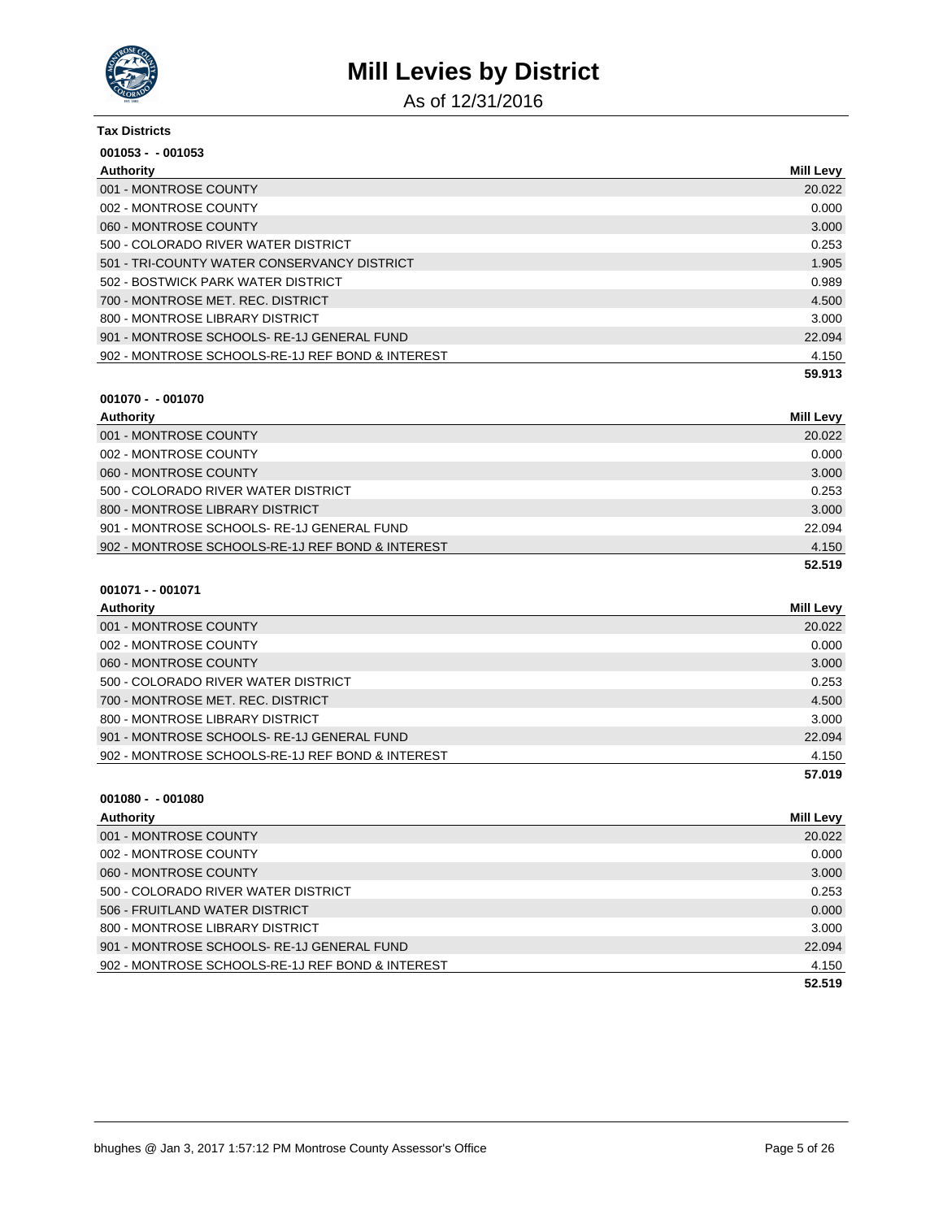# Mill Levies by District

As of 12/31/2016

**Tax Districts**

**001053 - - 001053**

| Authority | Mill Levy |
|---|---|
| 001 - MONTROSE COUNTY | 20.022 |
| 002 - MONTROSE COUNTY | 0.000 |
| 060 - MONTROSE COUNTY | 3.000 |
| 500 - COLORADO RIVER WATER DISTRICT | 0.253 |
| 501 - TRI-COUNTY WATER CONSERVANCY DISTRICT | 1.905 |
| 502 - BOSTWICK PARK WATER DISTRICT | 0.989 |
| 700 - MONTROSE MET. REC. DISTRICT | 4.500 |
| 800 - MONTROSE LIBRARY DISTRICT | 3.000 |
| 901 - MONTROSE SCHOOLS- RE-1J GENERAL FUND | 22.094 |
| 902 - MONTROSE SCHOOLS-RE-1J REF BOND & INTEREST | 4.150 |
| | **59.913** |

**001070 - - 001070**

| Authority | Mill Levy |
|---|---|
| 001 - MONTROSE COUNTY | 20.022 |
| 002 - MONTROSE COUNTY | 0.000 |
| 060 - MONTROSE COUNTY | 3.000 |
| 500 - COLORADO RIVER WATER DISTRICT | 0.253 |
| 800 - MONTROSE LIBRARY DISTRICT | 3.000 |
| 901 - MONTROSE SCHOOLS- RE-1J GENERAL FUND | 22.094 |
| 902 - MONTROSE SCHOOLS-RE-1J REF BOND & INTEREST | 4.150 |
| | **52.519** |

**001071 - - 001071**

| Authority | Mill Levy |
|---|---|
| 001 - MONTROSE COUNTY | 20.022 |
| 002 - MONTROSE COUNTY | 0.000 |
| 060 - MONTROSE COUNTY | 3.000 |
| 500 - COLORADO RIVER WATER DISTRICT | 0.253 |
| 700 - MONTROSE MET. REC. DISTRICT | 4.500 |
| 800 - MONTROSE LIBRARY DISTRICT | 3.000 |
| 901 - MONTROSE SCHOOLS- RE-1J GENERAL FUND | 22.094 |
| 902 - MONTROSE SCHOOLS-RE-1J REF BOND & INTEREST | 4.150 |
| | **57.019** |

**001080 - - 001080**

| Authority | Mill Levy |
|---|---|
| 001 - MONTROSE COUNTY | 20.022 |
| 002 - MONTROSE COUNTY | 0.000 |
| 060 - MONTROSE COUNTY | 3.000 |
| 500 - COLORADO RIVER WATER DISTRICT | 0.253 |
| 506 - FRUITLAND WATER DISTRICT | 0.000 |
| 800 - MONTROSE LIBRARY DISTRICT | 3.000 |
| 901 - MONTROSE SCHOOLS- RE-1J GENERAL FUND | 22.094 |
| 902 - MONTROSE SCHOOLS-RE-1J REF BOND & INTEREST | 4.150 |
| | **52.519** |

bhughes @ Jan 3, 2017 1:57:12 PM Montrose County Assessor's Office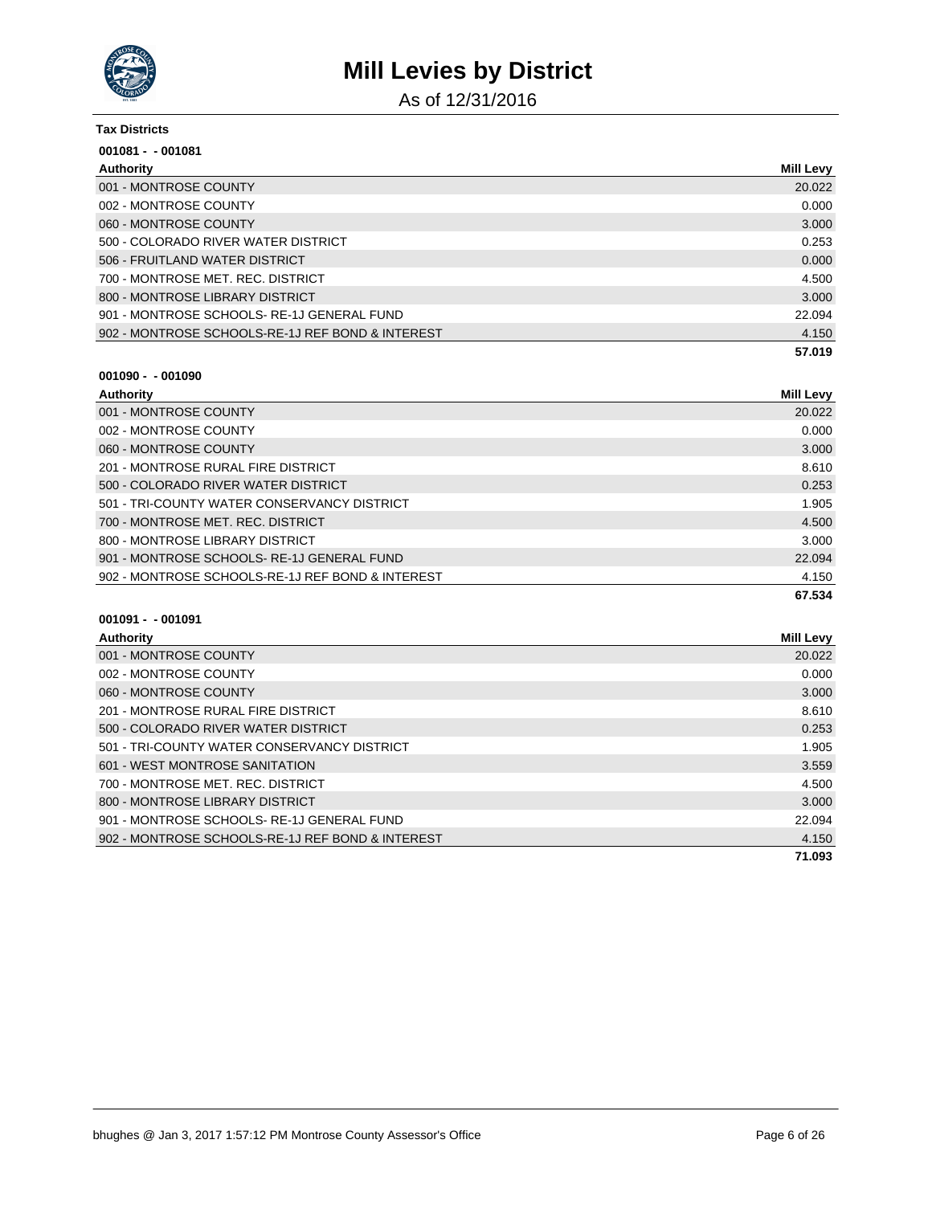# Mill Levies by District

As of 12/31/2016

**Tax Districts**

**001081 - - 001081**

| Authority | Mill Levy |
| --- | --- |
| 001 - MONTROSE COUNTY | 20.022 |
| 002 - MONTROSE COUNTY | 0.000 |
| 060 - MONTROSE COUNTY | 3.000 |
| 500 - COLORADO RIVER WATER DISTRICT | 0.253 |
| 506 - FRUITLAND WATER DISTRICT | 0.000 |
| 700 - MONTROSE MET. REC. DISTRICT | 4.500 |
| 800 - MONTROSE LIBRARY DISTRICT | 3.000 |
| 901 - MONTROSE SCHOOLS- RE-1J GENERAL FUND | 22.094 |
| 902 - MONTROSE SCHOOLS-RE-1J REF BOND & INTEREST | 4.150 |
| | **57.019** |

**001090 - - 001090**

| Authority | Mill Levy |
| --- | --- |
| 001 - MONTROSE COUNTY | 20.022 |
| 002 - MONTROSE COUNTY | 0.000 |
| 060 - MONTROSE COUNTY | 3.000 |
| 201 - MONTROSE RURAL FIRE DISTRICT | 8.610 |
| 500 - COLORADO RIVER WATER DISTRICT | 0.253 |
| 501 - TRI-COUNTY WATER CONSERVANCY DISTRICT | 1.905 |
| 700 - MONTROSE MET. REC. DISTRICT | 4.500 |
| 800 - MONTROSE LIBRARY DISTRICT | 3.000 |
| 901 - MONTROSE SCHOOLS- RE-1J GENERAL FUND | 22.094 |
| 902 - MONTROSE SCHOOLS-RE-1J REF BOND & INTEREST | 4.150 |
| | **67.534** |

**001091 - - 001091**

| Authority | Mill Levy |
| --- | --- |
| 001 - MONTROSE COUNTY | 20.022 |
| 002 - MONTROSE COUNTY | 0.000 |
| 060 - MONTROSE COUNTY | 3.000 |
| 201 - MONTROSE RURAL FIRE DISTRICT | 8.610 |
| 500 - COLORADO RIVER WATER DISTRICT | 0.253 |
| 501 - TRI-COUNTY WATER CONSERVANCY DISTRICT | 1.905 |
| 601 - WEST MONTROSE SANITATION | 3.559 |
| 700 - MONTROSE MET. REC. DISTRICT | 4.500 |
| 800 - MONTROSE LIBRARY DISTRICT | 3.000 |
| 901 - MONTROSE SCHOOLS- RE-1J GENERAL FUND | 22.094 |
| 902 - MONTROSE SCHOOLS-RE-1J REF BOND & INTEREST | 4.150 |
| | **71.093** |

bhughes @ Jan 3, 2017 1:57:12 PM Montrose County Assessor's Office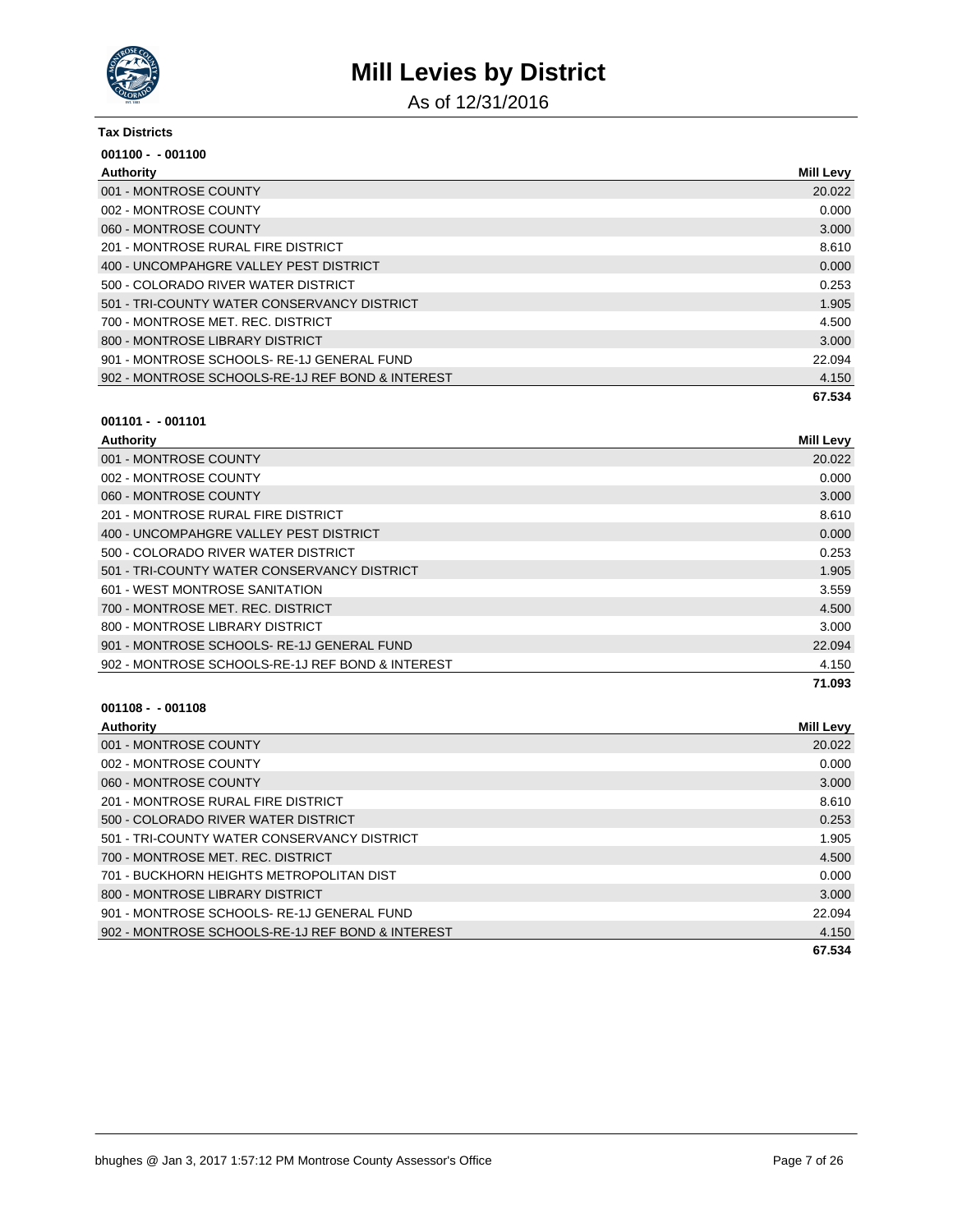# Mill Levies by District

As of 12/31/2016

**Tax Districts**

**001100 - - 001100**

| Authority | Mill Levy |
|---|---|
| 001 - MONTROSE COUNTY | 20.022 |
| 002 - MONTROSE COUNTY | 0.000 |
| 060 - MONTROSE COUNTY | 3.000 |
| 201 - MONTROSE RURAL FIRE DISTRICT | 8.610 |
| 400 - UNCOMPAHGRE VALLEY PEST DISTRICT | 0.000 |
| 500 - COLORADO RIVER WATER DISTRICT | 0.253 |
| 501 - TRI-COUNTY WATER CONSERVANCY DISTRICT | 1.905 |
| 700 - MONTROSE MET. REC. DISTRICT | 4.500 |
| 800 - MONTROSE LIBRARY DISTRICT | 3.000 |
| 901 - MONTROSE SCHOOLS- RE-1J GENERAL FUND | 22.094 |
| 902 - MONTROSE SCHOOLS-RE-1J REF BOND & INTEREST | 4.150 |
| | **67.534** |

**001101 - - 001101**

| Authority | Mill Levy |
|---|---|
| 001 - MONTROSE COUNTY | 20.022 |
| 002 - MONTROSE COUNTY | 0.000 |
| 060 - MONTROSE COUNTY | 3.000 |
| 201 - MONTROSE RURAL FIRE DISTRICT | 8.610 |
| 400 - UNCOMPAHGRE VALLEY PEST DISTRICT | 0.000 |
| 500 - COLORADO RIVER WATER DISTRICT | 0.253 |
| 501 - TRI-COUNTY WATER CONSERVANCY DISTRICT | 1.905 |
| 601 - WEST MONTROSE SANITATION | 3.559 |
| 700 - MONTROSE MET. REC. DISTRICT | 4.500 |
| 800 - MONTROSE LIBRARY DISTRICT | 3.000 |
| 901 - MONTROSE SCHOOLS- RE-1J GENERAL FUND | 22.094 |
| 902 - MONTROSE SCHOOLS-RE-1J REF BOND & INTEREST | 4.150 |
| | **71.093** |

**001108 - - 001108**

| Authority | Mill Levy |
|---|---|
| 001 - MONTROSE COUNTY | 20.022 |
| 002 - MONTROSE COUNTY | 0.000 |
| 060 - MONTROSE COUNTY | 3.000 |
| 201 - MONTROSE RURAL FIRE DISTRICT | 8.610 |
| 500 - COLORADO RIVER WATER DISTRICT | 0.253 |
| 501 - TRI-COUNTY WATER CONSERVANCY DISTRICT | 1.905 |
| 700 - MONTROSE MET. REC. DISTRICT | 4.500 |
| 701 - BUCKHORN HEIGHTS METROPOLITAN DIST | 0.000 |
| 800 - MONTROSE LIBRARY DISTRICT | 3.000 |
| 901 - MONTROSE SCHOOLS- RE-1J GENERAL FUND | 22.094 |
| 902 - MONTROSE SCHOOLS-RE-1J REF BOND & INTEREST | 4.150 |
| | **67.534** |

bhughes @ Jan 3, 2017 1:57:12 PM Montrose County Assessor's Office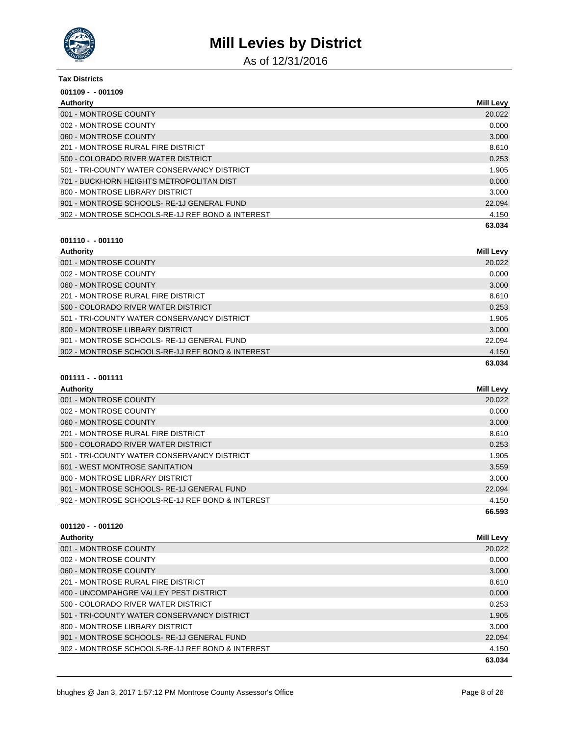# Mill Levies by District

As of 12/31/2016

**Tax Districts**

**001109 - - 001109**

| Authority | Mill Levy |
|---|---|
| 001 - MONTROSE COUNTY | 20.022 |
| 002 - MONTROSE COUNTY | 0.000 |
| 060 - MONTROSE COUNTY | 3.000 |
| 201 - MONTROSE RURAL FIRE DISTRICT | 8.610 |
| 500 - COLORADO RIVER WATER DISTRICT | 0.253 |
| 501 - TRI-COUNTY WATER CONSERVANCY DISTRICT | 1.905 |
| 701 - BUCKHORN HEIGHTS METROPOLITAN DIST | 0.000 |
| 800 - MONTROSE LIBRARY DISTRICT | 3.000 |
| 901 - MONTROSE SCHOOLS- RE-1J GENERAL FUND | 22.094 |
| 902 - MONTROSE SCHOOLS-RE-1J REF BOND & INTEREST | 4.150 |
| | **63.034** |

**001110 - - 001110**

| Authority | Mill Levy |
|---|---|
| 001 - MONTROSE COUNTY | 20.022 |
| 002 - MONTROSE COUNTY | 0.000 |
| 060 - MONTROSE COUNTY | 3.000 |
| 201 - MONTROSE RURAL FIRE DISTRICT | 8.610 |
| 500 - COLORADO RIVER WATER DISTRICT | 0.253 |
| 501 - TRI-COUNTY WATER CONSERVANCY DISTRICT | 1.905 |
| 800 - MONTROSE LIBRARY DISTRICT | 3.000 |
| 901 - MONTROSE SCHOOLS- RE-1J GENERAL FUND | 22.094 |
| 902 - MONTROSE SCHOOLS-RE-1J REF BOND & INTEREST | 4.150 |
| | **63.034** |

**001111 - - 001111**

| Authority | Mill Levy |
|---|---|
| 001 - MONTROSE COUNTY | 20.022 |
| 002 - MONTROSE COUNTY | 0.000 |
| 060 - MONTROSE COUNTY | 3.000 |
| 201 - MONTROSE RURAL FIRE DISTRICT | 8.610 |
| 500 - COLORADO RIVER WATER DISTRICT | 0.253 |
| 501 - TRI-COUNTY WATER CONSERVANCY DISTRICT | 1.905 |
| 601 - WEST MONTROSE SANITATION | 3.559 |
| 800 - MONTROSE LIBRARY DISTRICT | 3.000 |
| 901 - MONTROSE SCHOOLS- RE-1J GENERAL FUND | 22.094 |
| 902 - MONTROSE SCHOOLS-RE-1J REF BOND & INTEREST | 4.150 |
| | **66.593** |

**001120 - - 001120**

| Authority | Mill Levy |
|---|---|
| 001 - MONTROSE COUNTY | 20.022 |
| 002 - MONTROSE COUNTY | 0.000 |
| 060 - MONTROSE COUNTY | 3.000 |
| 201 - MONTROSE RURAL FIRE DISTRICT | 8.610 |
| 400 - UNCOMPAHGRE VALLEY PEST DISTRICT | 0.000 |
| 500 - COLORADO RIVER WATER DISTRICT | 0.253 |
| 501 - TRI-COUNTY WATER CONSERVANCY DISTRICT | 1.905 |
| 800 - MONTROSE LIBRARY DISTRICT | 3.000 |
| 901 - MONTROSE SCHOOLS- RE-1J GENERAL FUND | 22.094 |
| 902 - MONTROSE SCHOOLS-RE-1J REF BOND & INTEREST | 4.150 |
| | **63.034** |

bhughes @ Jan 3, 2017 1:57:12 PM Montrose County Assessor's Office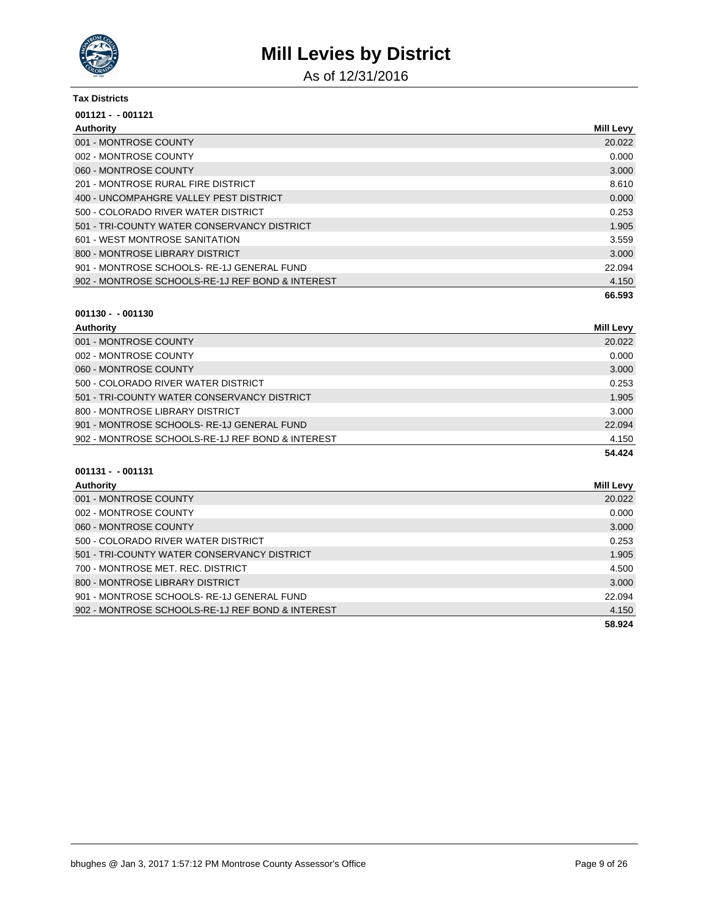# Mill Levies by District

As of 12/31/2016

**Tax Districts**

**001121 - - 001121**

| Authority | Mill Levy |
|---|---|
| 001 - MONTROSE COUNTY | 20.022 |
| 002 - MONTROSE COUNTY | 0.000 |
| 060 - MONTROSE COUNTY | 3.000 |
| 201 - MONTROSE RURAL FIRE DISTRICT | 8.610 |
| 400 - UNCOMPAHGRE VALLEY PEST DISTRICT | 0.000 |
| 500 - COLORADO RIVER WATER DISTRICT | 0.253 |
| 501 - TRI-COUNTY WATER CONSERVANCY DISTRICT | 1.905 |
| 601 - WEST MONTROSE SANITATION | 3.559 |
| 800 - MONTROSE LIBRARY DISTRICT | 3.000 |
| 901 - MONTROSE SCHOOLS- RE-1J GENERAL FUND | 22.094 |
| 902 - MONTROSE SCHOOLS-RE-1J REF BOND & INTEREST | 4.150 |
| | **66.593** |

**001130 - - 001130**

| Authority | Mill Levy |
|---|---|
| 001 - MONTROSE COUNTY | 20.022 |
| 002 - MONTROSE COUNTY | 0.000 |
| 060 - MONTROSE COUNTY | 3.000 |
| 500 - COLORADO RIVER WATER DISTRICT | 0.253 |
| 501 - TRI-COUNTY WATER CONSERVANCY DISTRICT | 1.905 |
| 800 - MONTROSE LIBRARY DISTRICT | 3.000 |
| 901 - MONTROSE SCHOOLS- RE-1J GENERAL FUND | 22.094 |
| 902 - MONTROSE SCHOOLS-RE-1J REF BOND & INTEREST | 4.150 |
| | **54.424** |

**001131 - - 001131**

| Authority | Mill Levy |
|---|---|
| 001 - MONTROSE COUNTY | 20.022 |
| 002 - MONTROSE COUNTY | 0.000 |
| 060 - MONTROSE COUNTY | 3.000 |
| 500 - COLORADO RIVER WATER DISTRICT | 0.253 |
| 501 - TRI-COUNTY WATER CONSERVANCY DISTRICT | 1.905 |
| 700 - MONTROSE MET. REC. DISTRICT | 4.500 |
| 800 - MONTROSE LIBRARY DISTRICT | 3.000 |
| 901 - MONTROSE SCHOOLS- RE-1J GENERAL FUND | 22.094 |
| 902 - MONTROSE SCHOOLS-RE-1J REF BOND & INTEREST | 4.150 |
| | **58.924** |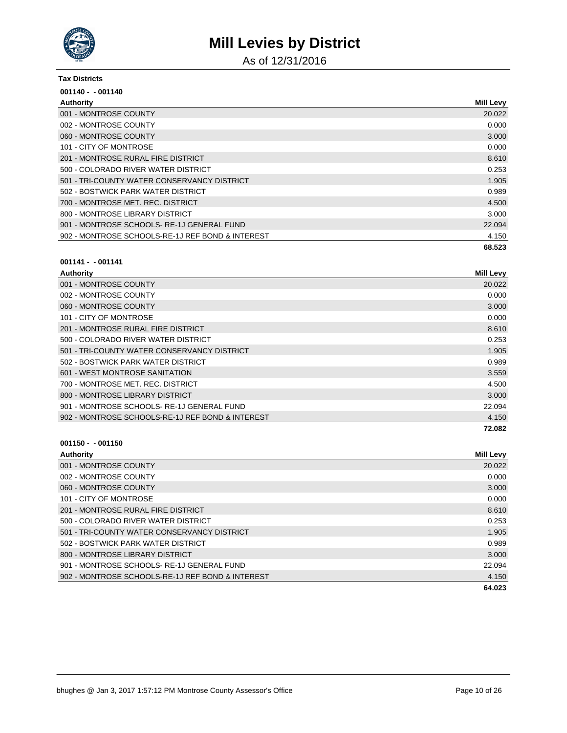# Mill Levies by District

As of 12/31/2016

**Tax Districts**

**001140 - - 001140**

| Authority | Mill Levy |
| --- | --- |
| 001 - MONTROSE COUNTY | 20.022 |
| 002 - MONTROSE COUNTY | 0.000 |
| 060 - MONTROSE COUNTY | 3.000 |
| 101 - CITY OF MONTROSE | 0.000 |
| 201 - MONTROSE RURAL FIRE DISTRICT | 8.610 |
| 500 - COLORADO RIVER WATER DISTRICT | 0.253 |
| 501 - TRI-COUNTY WATER CONSERVANCY DISTRICT | 1.905 |
| 502 - BOSTWICK PARK WATER DISTRICT | 0.989 |
| 700 - MONTROSE MET. REC. DISTRICT | 4.500 |
| 800 - MONTROSE LIBRARY DISTRICT | 3.000 |
| 901 - MONTROSE SCHOOLS- RE-1J GENERAL FUND | 22.094 |
| 902 - MONTROSE SCHOOLS-RE-1J REF BOND & INTEREST | 4.150 |
| | **68.523** |

**001141 - - 001141**

| Authority | Mill Levy |
| --- | --- |
| 001 - MONTROSE COUNTY | 20.022 |
| 002 - MONTROSE COUNTY | 0.000 |
| 060 - MONTROSE COUNTY | 3.000 |
| 101 - CITY OF MONTROSE | 0.000 |
| 201 - MONTROSE RURAL FIRE DISTRICT | 8.610 |
| 500 - COLORADO RIVER WATER DISTRICT | 0.253 |
| 501 - TRI-COUNTY WATER CONSERVANCY DISTRICT | 1.905 |
| 502 - BOSTWICK PARK WATER DISTRICT | 0.989 |
| 601 - WEST MONTROSE SANITATION | 3.559 |
| 700 - MONTROSE MET. REC. DISTRICT | 4.500 |
| 800 - MONTROSE LIBRARY DISTRICT | 3.000 |
| 901 - MONTROSE SCHOOLS- RE-1J GENERAL FUND | 22.094 |
| 902 - MONTROSE SCHOOLS-RE-1J REF BOND & INTEREST | 4.150 |
| | **72.082** |

**001150 - - 001150**

| Authority | Mill Levy |
| --- | --- |
| 001 - MONTROSE COUNTY | 20.022 |
| 002 - MONTROSE COUNTY | 0.000 |
| 060 - MONTROSE COUNTY | 3.000 |
| 101 - CITY OF MONTROSE | 0.000 |
| 201 - MONTROSE RURAL FIRE DISTRICT | 8.610 |
| 500 - COLORADO RIVER WATER DISTRICT | 0.253 |
| 501 - TRI-COUNTY WATER CONSERVANCY DISTRICT | 1.905 |
| 502 - BOSTWICK PARK WATER DISTRICT | 0.989 |
| 800 - MONTROSE LIBRARY DISTRICT | 3.000 |
| 901 - MONTROSE SCHOOLS- RE-1J GENERAL FUND | 22.094 |
| 902 - MONTROSE SCHOOLS-RE-1J REF BOND & INTEREST | 4.150 |
| | **64.023** |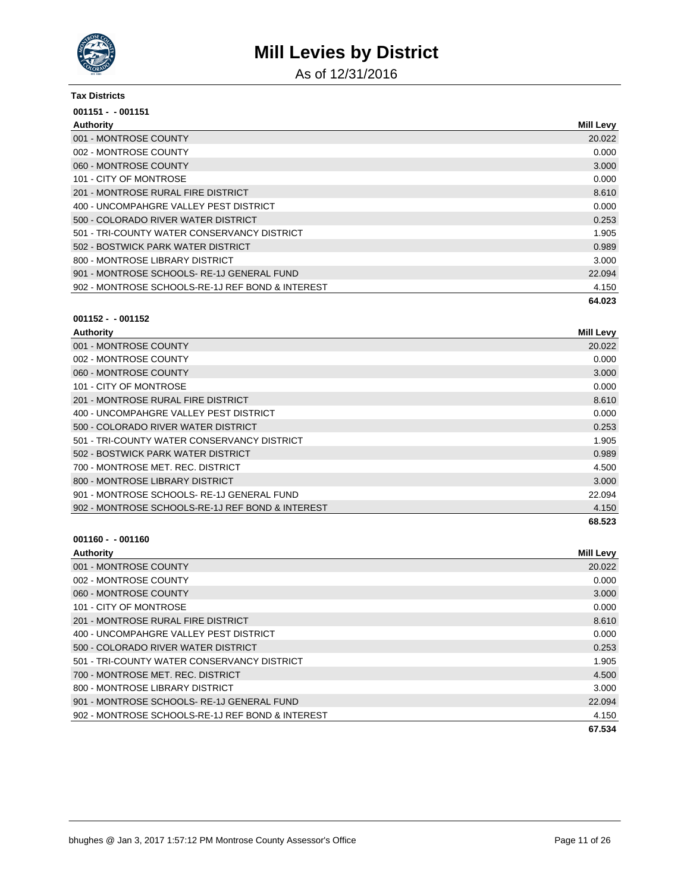# Mill Levies by District

As of 12/31/2016

**Tax Districts**

**001151 - - 001151**

| Authority | Mill Levy |
|---|---|
| 001 - MONTROSE COUNTY | 20.022 |
| 002 - MONTROSE COUNTY | 0.000 |
| 060 - MONTROSE COUNTY | 3.000 |
| 101 - CITY OF MONTROSE | 0.000 |
| 201 - MONTROSE RURAL FIRE DISTRICT | 8.610 |
| 400 - UNCOMPAHGRE VALLEY PEST DISTRICT | 0.000 |
| 500 - COLORADO RIVER WATER DISTRICT | 0.253 |
| 501 - TRI-COUNTY WATER CONSERVANCY DISTRICT | 1.905 |
| 502 - BOSTWICK PARK WATER DISTRICT | 0.989 |
| 800 - MONTROSE LIBRARY DISTRICT | 3.000 |
| 901 - MONTROSE SCHOOLS- RE-1J GENERAL FUND | 22.094 |
| 902 - MONTROSE SCHOOLS-RE-1J REF BOND & INTEREST | 4.150 |
| | **64.023** |

**001152 - - 001152**

| Authority | Mill Levy |
|---|---|
| 001 - MONTROSE COUNTY | 20.022 |
| 002 - MONTROSE COUNTY | 0.000 |
| 060 - MONTROSE COUNTY | 3.000 |
| 101 - CITY OF MONTROSE | 0.000 |
| 201 - MONTROSE RURAL FIRE DISTRICT | 8.610 |
| 400 - UNCOMPAHGRE VALLEY PEST DISTRICT | 0.000 |
| 500 - COLORADO RIVER WATER DISTRICT | 0.253 |
| 501 - TRI-COUNTY WATER CONSERVANCY DISTRICT | 1.905 |
| 502 - BOSTWICK PARK WATER DISTRICT | 0.989 |
| 700 - MONTROSE MET. REC. DISTRICT | 4.500 |
| 800 - MONTROSE LIBRARY DISTRICT | 3.000 |
| 901 - MONTROSE SCHOOLS- RE-1J GENERAL FUND | 22.094 |
| 902 - MONTROSE SCHOOLS-RE-1J REF BOND & INTEREST | 4.150 |
| | **68.523** |

**001160 - - 001160**

| Authority | Mill Levy |
|---|---|
| 001 - MONTROSE COUNTY | 20.022 |
| 002 - MONTROSE COUNTY | 0.000 |
| 060 - MONTROSE COUNTY | 3.000 |
| 101 - CITY OF MONTROSE | 0.000 |
| 201 - MONTROSE RURAL FIRE DISTRICT | 8.610 |
| 400 - UNCOMPAHGRE VALLEY PEST DISTRICT | 0.000 |
| 500 - COLORADO RIVER WATER DISTRICT | 0.253 |
| 501 - TRI-COUNTY WATER CONSERVANCY DISTRICT | 1.905 |
| 700 - MONTROSE MET. REC. DISTRICT | 4.500 |
| 800 - MONTROSE LIBRARY DISTRICT | 3.000 |
| 901 - MONTROSE SCHOOLS- RE-1J GENERAL FUND | 22.094 |
| 902 - MONTROSE SCHOOLS-RE-1J REF BOND & INTEREST | 4.150 |
| | **67.534** |

bhughes @ Jan 3, 2017 1:57:12 PM Montrose County Assessor's Office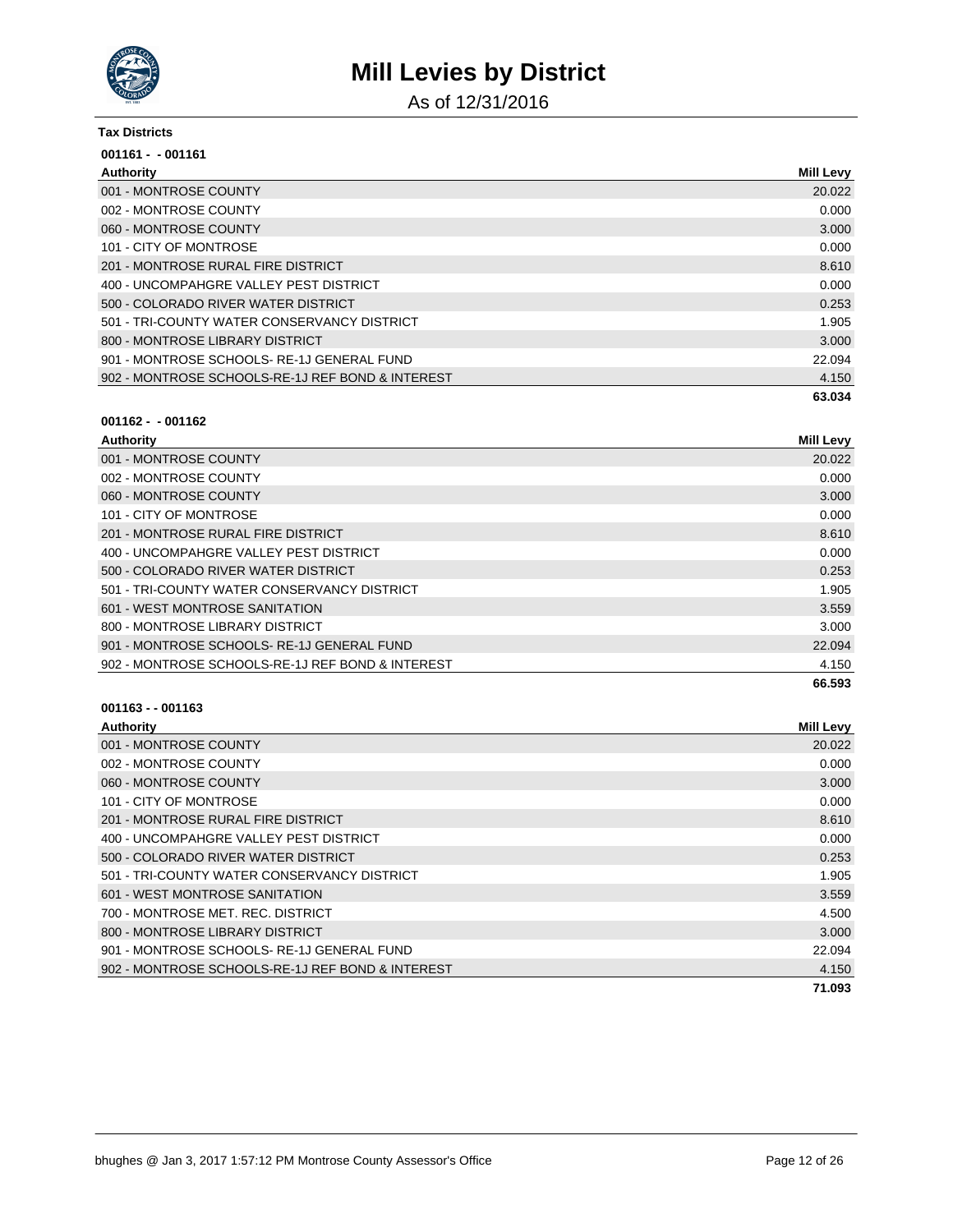# Mill Levies by District

As of 12/31/2016

**Tax Districts**

**001161 - - 001161**

| Authority | Mill Levy |
|---|---|
| 001 - MONTROSE COUNTY | 20.022 |
| 002 - MONTROSE COUNTY | 0.000 |
| 060 - MONTROSE COUNTY | 3.000 |
| 101 - CITY OF MONTROSE | 0.000 |
| 201 - MONTROSE RURAL FIRE DISTRICT | 8.610 |
| 400 - UNCOMPAHGRE VALLEY PEST DISTRICT | 0.000 |
| 500 - COLORADO RIVER WATER DISTRICT | 0.253 |
| 501 - TRI-COUNTY WATER CONSERVANCY DISTRICT | 1.905 |
| 800 - MONTROSE LIBRARY DISTRICT | 3.000 |
| 901 - MONTROSE SCHOOLS- RE-1J GENERAL FUND | 22.094 |
| 902 - MONTROSE SCHOOLS-RE-1J REF BOND & INTEREST | 4.150 |
| | **63.034** |

**001162 - - 001162**

| Authority | Mill Levy |
|---|---|
| 001 - MONTROSE COUNTY | 20.022 |
| 002 - MONTROSE COUNTY | 0.000 |
| 060 - MONTROSE COUNTY | 3.000 |
| 101 - CITY OF MONTROSE | 0.000 |
| 201 - MONTROSE RURAL FIRE DISTRICT | 8.610 |
| 400 - UNCOMPAHGRE VALLEY PEST DISTRICT | 0.000 |
| 500 - COLORADO RIVER WATER DISTRICT | 0.253 |
| 501 - TRI-COUNTY WATER CONSERVANCY DISTRICT | 1.905 |
| 601 - WEST MONTROSE SANITATION | 3.559 |
| 800 - MONTROSE LIBRARY DISTRICT | 3.000 |
| 901 - MONTROSE SCHOOLS- RE-1J GENERAL FUND | 22.094 |
| 902 - MONTROSE SCHOOLS-RE-1J REF BOND & INTEREST | 4.150 |
| | **66.593** |

**001163 - - 001163**

| Authority | Mill Levy |
|---|---|
| 001 - MONTROSE COUNTY | 20.022 |
| 002 - MONTROSE COUNTY | 0.000 |
| 060 - MONTROSE COUNTY | 3.000 |
| 101 - CITY OF MONTROSE | 0.000 |
| 201 - MONTROSE RURAL FIRE DISTRICT | 8.610 |
| 400 - UNCOMPAHGRE VALLEY PEST DISTRICT | 0.000 |
| 500 - COLORADO RIVER WATER DISTRICT | 0.253 |
| 501 - TRI-COUNTY WATER CONSERVANCY DISTRICT | 1.905 |
| 601 - WEST MONTROSE SANITATION | 3.559 |
| 700 - MONTROSE MET. REC. DISTRICT | 4.500 |
| 800 - MONTROSE LIBRARY DISTRICT | 3.000 |
| 901 - MONTROSE SCHOOLS- RE-1J GENERAL FUND | 22.094 |
| 902 - MONTROSE SCHOOLS-RE-1J REF BOND & INTEREST | 4.150 |
| | **71.093** |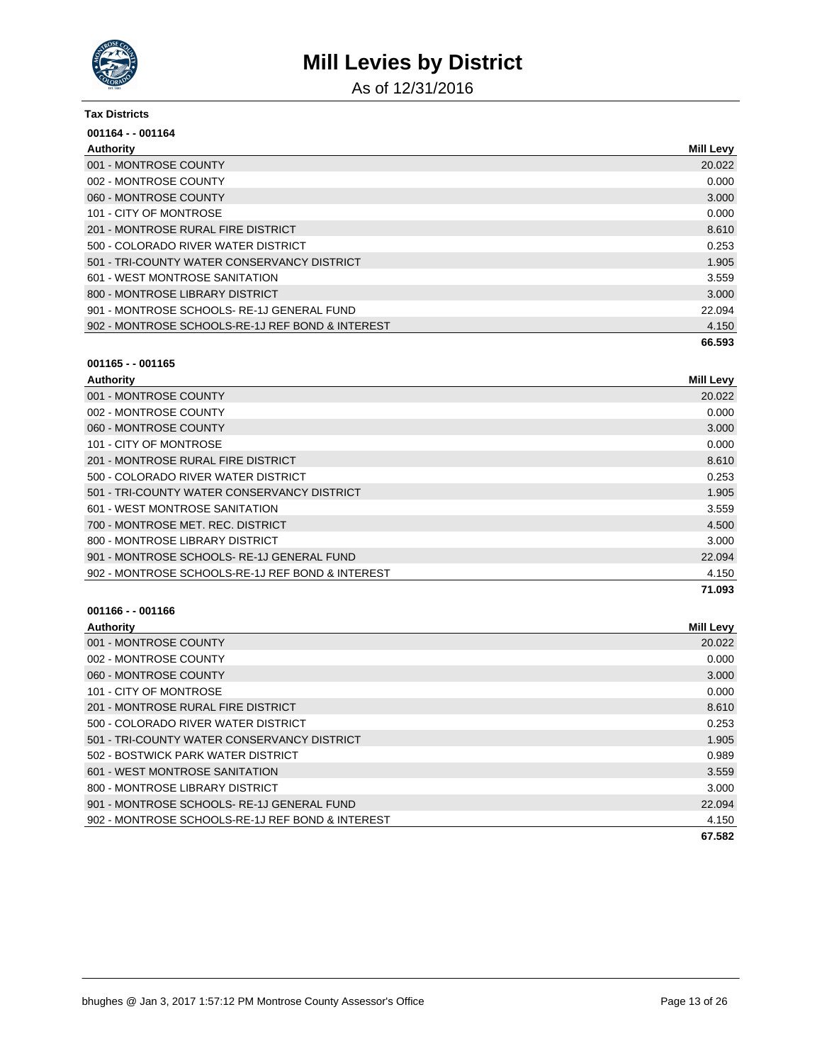# Mill Levies by District

As of 12/31/2016

**Tax Districts**

**001164 - - 001164**

| Authority | Mill Levy |
|---|---|
| 001 - MONTROSE COUNTY | 20.022 |
| 002 - MONTROSE COUNTY | 0.000 |
| 060 - MONTROSE COUNTY | 3.000 |
| 101 - CITY OF MONTROSE | 0.000 |
| 201 - MONTROSE RURAL FIRE DISTRICT | 8.610 |
| 500 - COLORADO RIVER WATER DISTRICT | 0.253 |
| 501 - TRI-COUNTY WATER CONSERVANCY DISTRICT | 1.905 |
| 601 - WEST MONTROSE SANITATION | 3.559 |
| 800 - MONTROSE LIBRARY DISTRICT | 3.000 |
| 901 - MONTROSE SCHOOLS- RE-1J GENERAL FUND | 22.094 |
| 902 - MONTROSE SCHOOLS-RE-1J REF BOND & INTEREST | 4.150 |
| | **66.593** |

**001165 - - 001165**

| Authority | Mill Levy |
|---|---|
| 001 - MONTROSE COUNTY | 20.022 |
| 002 - MONTROSE COUNTY | 0.000 |
| 060 - MONTROSE COUNTY | 3.000 |
| 101 - CITY OF MONTROSE | 0.000 |
| 201 - MONTROSE RURAL FIRE DISTRICT | 8.610 |
| 500 - COLORADO RIVER WATER DISTRICT | 0.253 |
| 501 - TRI-COUNTY WATER CONSERVANCY DISTRICT | 1.905 |
| 601 - WEST MONTROSE SANITATION | 3.559 |
| 700 - MONTROSE MET. REC. DISTRICT | 4.500 |
| 800 - MONTROSE LIBRARY DISTRICT | 3.000 |
| 901 - MONTROSE SCHOOLS- RE-1J GENERAL FUND | 22.094 |
| 902 - MONTROSE SCHOOLS-RE-1J REF BOND & INTEREST | 4.150 |
| | **71.093** |

**001166 - - 001166**

| Authority | Mill Levy |
|---|---|
| 001 - MONTROSE COUNTY | 20.022 |
| 002 - MONTROSE COUNTY | 0.000 |
| 060 - MONTROSE COUNTY | 3.000 |
| 101 - CITY OF MONTROSE | 0.000 |
| 201 - MONTROSE RURAL FIRE DISTRICT | 8.610 |
| 500 - COLORADO RIVER WATER DISTRICT | 0.253 |
| 501 - TRI-COUNTY WATER CONSERVANCY DISTRICT | 1.905 |
| 502 - BOSTWICK PARK WATER DISTRICT | 0.989 |
| 601 - WEST MONTROSE SANITATION | 3.559 |
| 800 - MONTROSE LIBRARY DISTRICT | 3.000 |
| 901 - MONTROSE SCHOOLS- RE-1J GENERAL FUND | 22.094 |
| 902 - MONTROSE SCHOOLS-RE-1J REF BOND & INTEREST | 4.150 |
| | **67.582** |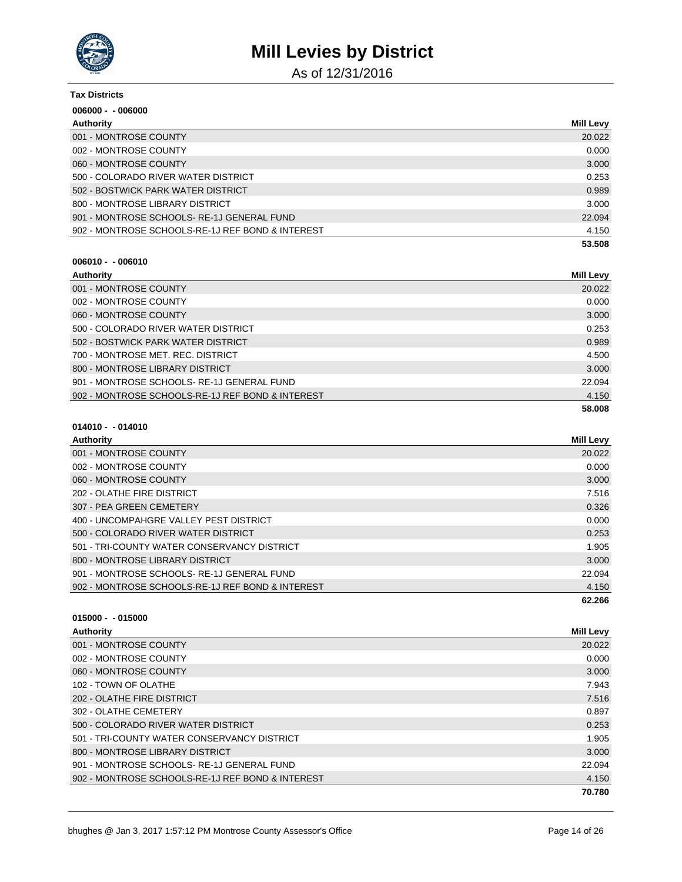# Mill Levies by District

As of 12/31/2016

**Tax Districts**

**006000 - - 006000**

| Authority | Mill Levy |
|---|---|
| 001 - MONTROSE COUNTY | 20.022 |
| 002 - MONTROSE COUNTY | 0.000 |
| 060 - MONTROSE COUNTY | 3.000 |
| 500 - COLORADO RIVER WATER DISTRICT | 0.253 |
| 502 - BOSTWICK PARK WATER DISTRICT | 0.989 |
| 800 - MONTROSE LIBRARY DISTRICT | 3.000 |
| 901 - MONTROSE SCHOOLS- RE-1J GENERAL FUND | 22.094 |
| 902 - MONTROSE SCHOOLS-RE-1J REF BOND & INTEREST | 4.150 |
| | **53.508** |

**006010 - - 006010**

| Authority | Mill Levy |
|---|---|
| 001 - MONTROSE COUNTY | 20.022 |
| 002 - MONTROSE COUNTY | 0.000 |
| 060 - MONTROSE COUNTY | 3.000 |
| 500 - COLORADO RIVER WATER DISTRICT | 0.253 |
| 502 - BOSTWICK PARK WATER DISTRICT | 0.989 |
| 700 - MONTROSE MET. REC. DISTRICT | 4.500 |
| 800 - MONTROSE LIBRARY DISTRICT | 3.000 |
| 901 - MONTROSE SCHOOLS- RE-1J GENERAL FUND | 22.094 |
| 902 - MONTROSE SCHOOLS-RE-1J REF BOND & INTEREST | 4.150 |
| | **58.008** |

**014010 - - 014010**

| Authority | Mill Levy |
|---|---|
| 001 - MONTROSE COUNTY | 20.022 |
| 002 - MONTROSE COUNTY | 0.000 |
| 060 - MONTROSE COUNTY | 3.000 |
| 202 - OLATHE FIRE DISTRICT | 7.516 |
| 307 - PEA GREEN CEMETERY | 0.326 |
| 400 - UNCOMPAHGRE VALLEY PEST DISTRICT | 0.000 |
| 500 - COLORADO RIVER WATER DISTRICT | 0.253 |
| 501 - TRI-COUNTY WATER CONSERVANCY DISTRICT | 1.905 |
| 800 - MONTROSE LIBRARY DISTRICT | 3.000 |
| 901 - MONTROSE SCHOOLS- RE-1J GENERAL FUND | 22.094 |
| 902 - MONTROSE SCHOOLS-RE-1J REF BOND & INTEREST | 4.150 |
| | **62.266** |

**015000 - - 015000**

| Authority | Mill Levy |
|---|---|
| 001 - MONTROSE COUNTY | 20.022 |
| 002 - MONTROSE COUNTY | 0.000 |
| 060 - MONTROSE COUNTY | 3.000 |
| 102 - TOWN OF OLATHE | 7.943 |
| 202 - OLATHE FIRE DISTRICT | 7.516 |
| 302 - OLATHE CEMETERY | 0.897 |
| 500 - COLORADO RIVER WATER DISTRICT | 0.253 |
| 501 - TRI-COUNTY WATER CONSERVANCY DISTRICT | 1.905 |
| 800 - MONTROSE LIBRARY DISTRICT | 3.000 |
| 901 - MONTROSE SCHOOLS- RE-1J GENERAL FUND | 22.094 |
| 902 - MONTROSE SCHOOLS-RE-1J REF BOND & INTEREST | 4.150 |
| | **70.780** |

bhughes @ Jan 3, 2017 1:57:12 PM Montrose County Assessor's Office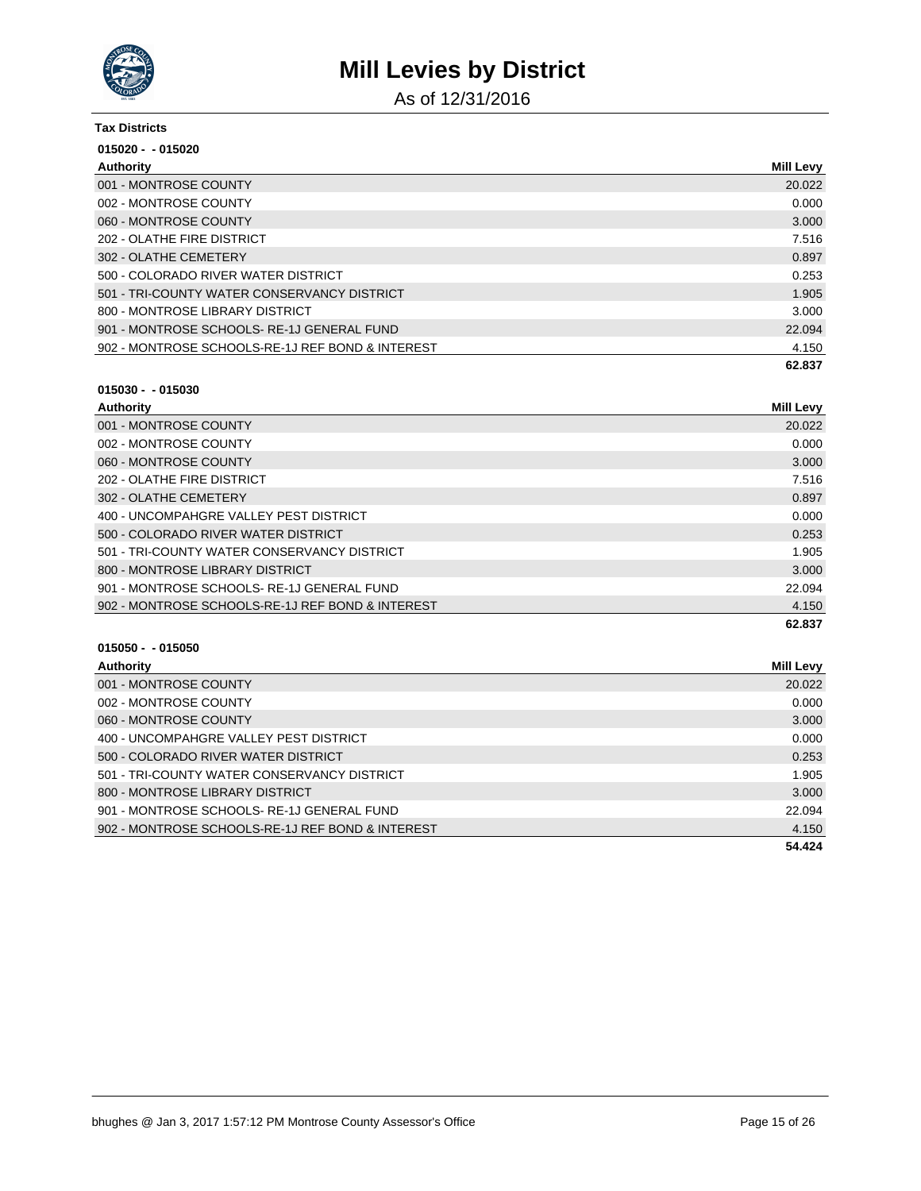# Mill Levies by District

As of 12/31/2016

**Tax Districts**

**015020 - - 015020**

| Authority | Mill Levy |
| --- | --- |
| 001 - MONTROSE COUNTY | 20.022 |
| 002 - MONTROSE COUNTY | 0.000 |
| 060 - MONTROSE COUNTY | 3.000 |
| 202 - OLATHE FIRE DISTRICT | 7.516 |
| 302 - OLATHE CEMETERY | 0.897 |
| 500 - COLORADO RIVER WATER DISTRICT | 0.253 |
| 501 - TRI-COUNTY WATER CONSERVANCY DISTRICT | 1.905 |
| 800 - MONTROSE LIBRARY DISTRICT | 3.000 |
| 901 - MONTROSE SCHOOLS- RE-1J GENERAL FUND | 22.094 |
| 902 - MONTROSE SCHOOLS-RE-1J REF BOND & INTEREST | 4.150 |
| | **62.837** |

**015030 - - 015030**

| Authority | Mill Levy |
| --- | --- |
| 001 - MONTROSE COUNTY | 20.022 |
| 002 - MONTROSE COUNTY | 0.000 |
| 060 - MONTROSE COUNTY | 3.000 |
| 202 - OLATHE FIRE DISTRICT | 7.516 |
| 302 - OLATHE CEMETERY | 0.897 |
| 400 - UNCOMPAHGRE VALLEY PEST DISTRICT | 0.000 |
| 500 - COLORADO RIVER WATER DISTRICT | 0.253 |
| 501 - TRI-COUNTY WATER CONSERVANCY DISTRICT | 1.905 |
| 800 - MONTROSE LIBRARY DISTRICT | 3.000 |
| 901 - MONTROSE SCHOOLS- RE-1J GENERAL FUND | 22.094 |
| 902 - MONTROSE SCHOOLS-RE-1J REF BOND & INTEREST | 4.150 |
| | **62.837** |

**015050 - - 015050**

| Authority | Mill Levy |
| --- | --- |
| 001 - MONTROSE COUNTY | 20.022 |
| 002 - MONTROSE COUNTY | 0.000 |
| 060 - MONTROSE COUNTY | 3.000 |
| 400 - UNCOMPAHGRE VALLEY PEST DISTRICT | 0.000 |
| 500 - COLORADO RIVER WATER DISTRICT | 0.253 |
| 501 - TRI-COUNTY WATER CONSERVANCY DISTRICT | 1.905 |
| 800 - MONTROSE LIBRARY DISTRICT | 3.000 |
| 901 - MONTROSE SCHOOLS- RE-1J GENERAL FUND | 22.094 |
| 902 - MONTROSE SCHOOLS-RE-1J REF BOND & INTEREST | 4.150 |
| | **54.424** |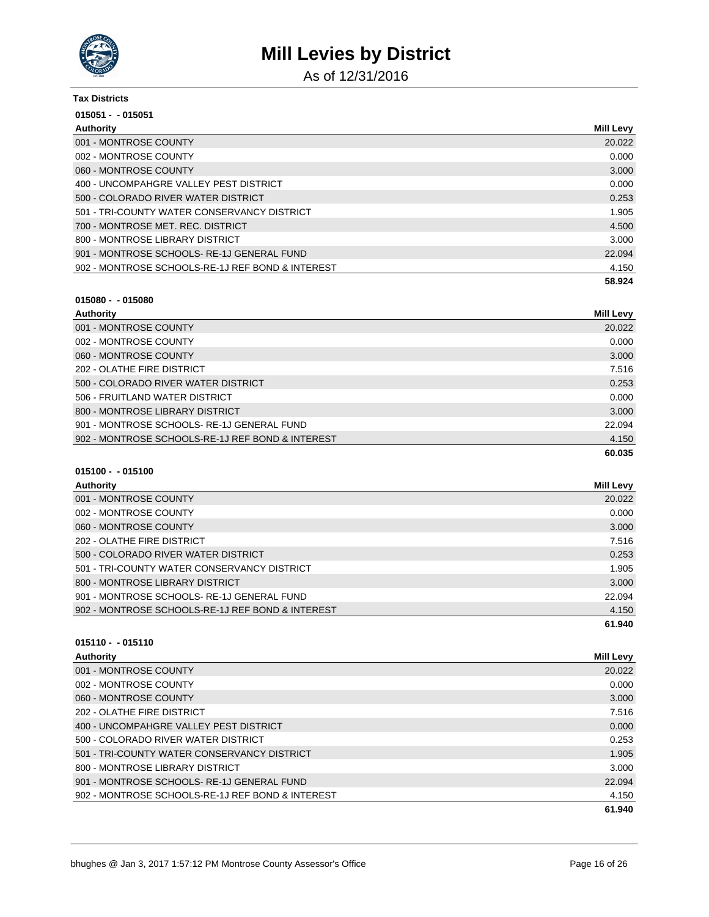# Mill Levies by District

As of 12/31/2016

**Tax Districts**

**015051 - - 015051**

| Authority | Mill Levy |
| --- | --- |
| 001 - MONTROSE COUNTY | 20.022 |
| 002 - MONTROSE COUNTY | 0.000 |
| 060 - MONTROSE COUNTY | 3.000 |
| 400 - UNCOMPAHGRE VALLEY PEST DISTRICT | 0.000 |
| 500 - COLORADO RIVER WATER DISTRICT | 0.253 |
| 501 - TRI-COUNTY WATER CONSERVANCY DISTRICT | 1.905 |
| 700 - MONTROSE MET. REC. DISTRICT | 4.500 |
| 800 - MONTROSE LIBRARY DISTRICT | 3.000 |
| 901 - MONTROSE SCHOOLS- RE-1J GENERAL FUND | 22.094 |
| 902 - MONTROSE SCHOOLS-RE-1J REF BOND & INTEREST | 4.150 |
| | **58.924** |

**015080 - - 015080**

| Authority | Mill Levy |
| --- | --- |
| 001 - MONTROSE COUNTY | 20.022 |
| 002 - MONTROSE COUNTY | 0.000 |
| 060 - MONTROSE COUNTY | 3.000 |
| 202 - OLATHE FIRE DISTRICT | 7.516 |
| 500 - COLORADO RIVER WATER DISTRICT | 0.253 |
| 506 - FRUITLAND WATER DISTRICT | 0.000 |
| 800 - MONTROSE LIBRARY DISTRICT | 3.000 |
| 901 - MONTROSE SCHOOLS- RE-1J GENERAL FUND | 22.094 |
| 902 - MONTROSE SCHOOLS-RE-1J REF BOND & INTEREST | 4.150 |
| | **60.035** |

**015100 - - 015100**

| Authority | Mill Levy |
| --- | --- |
| 001 - MONTROSE COUNTY | 20.022 |
| 002 - MONTROSE COUNTY | 0.000 |
| 060 - MONTROSE COUNTY | 3.000 |
| 202 - OLATHE FIRE DISTRICT | 7.516 |
| 500 - COLORADO RIVER WATER DISTRICT | 0.253 |
| 501 - TRI-COUNTY WATER CONSERVANCY DISTRICT | 1.905 |
| 800 - MONTROSE LIBRARY DISTRICT | 3.000 |
| 901 - MONTROSE SCHOOLS- RE-1J GENERAL FUND | 22.094 |
| 902 - MONTROSE SCHOOLS-RE-1J REF BOND & INTEREST | 4.150 |
| | **61.940** |

**015110 - - 015110**

| Authority | Mill Levy |
| --- | --- |
| 001 - MONTROSE COUNTY | 20.022 |
| 002 - MONTROSE COUNTY | 0.000 |
| 060 - MONTROSE COUNTY | 3.000 |
| 202 - OLATHE FIRE DISTRICT | 7.516 |
| 400 - UNCOMPAHGRE VALLEY PEST DISTRICT | 0.000 |
| 500 - COLORADO RIVER WATER DISTRICT | 0.253 |
| 501 - TRI-COUNTY WATER CONSERVANCY DISTRICT | 1.905 |
| 800 - MONTROSE LIBRARY DISTRICT | 3.000 |
| 901 - MONTROSE SCHOOLS- RE-1J GENERAL FUND | 22.094 |
| 902 - MONTROSE SCHOOLS-RE-1J REF BOND & INTEREST | 4.150 |
| | **61.940** |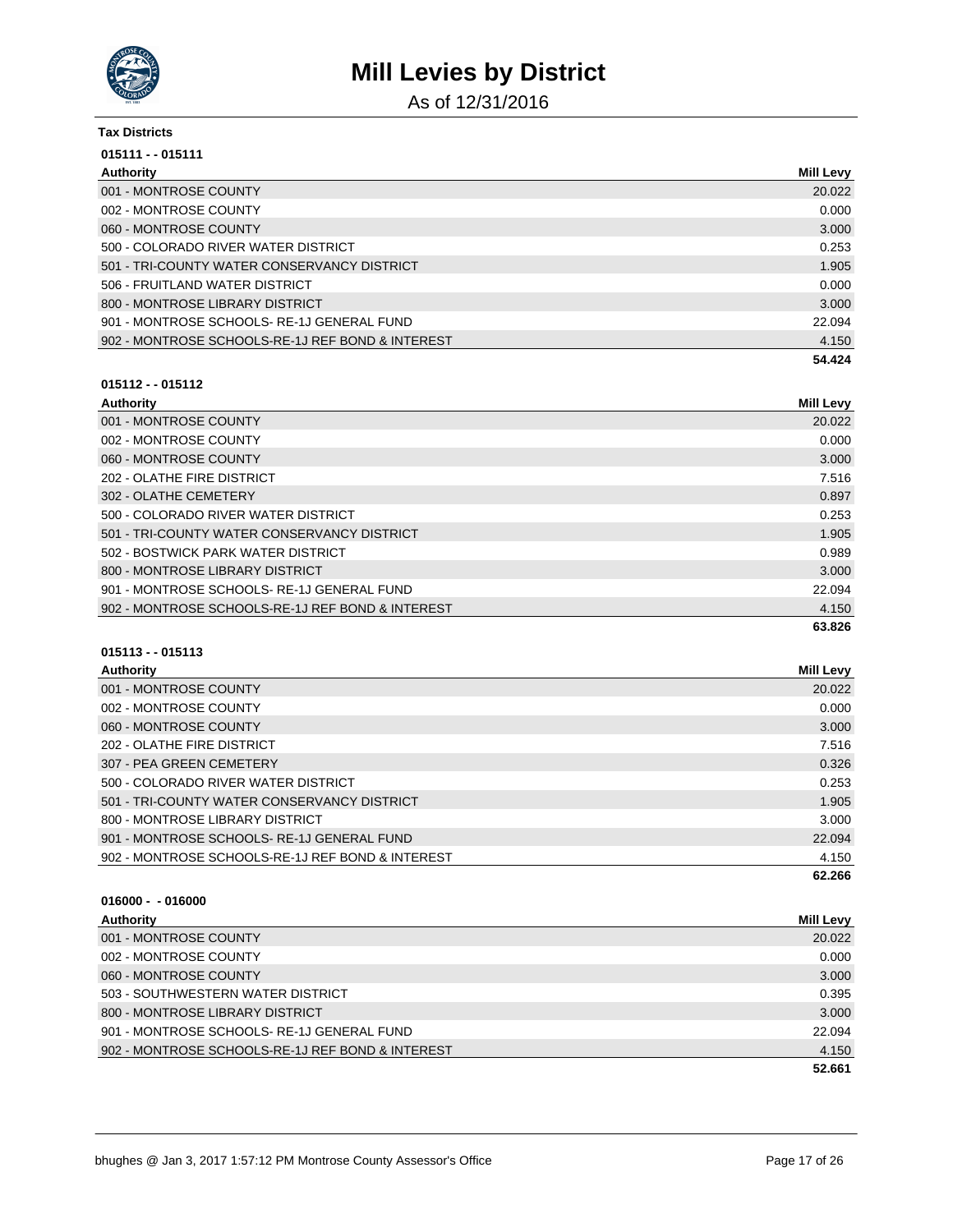# Mill Levies by District

As of 12/31/2016

**Tax Districts**

**015111 - - 015111**

| Authority | Mill Levy |
| --- | --- |
| 001 - MONTROSE COUNTY | 20.022 |
| 002 - MONTROSE COUNTY | 0.000 |
| 060 - MONTROSE COUNTY | 3.000 |
| 500 - COLORADO RIVER WATER DISTRICT | 0.253 |
| 501 - TRI-COUNTY WATER CONSERVANCY DISTRICT | 1.905 |
| 506 - FRUITLAND WATER DISTRICT | 0.000 |
| 800 - MONTROSE LIBRARY DISTRICT | 3.000 |
| 901 - MONTROSE SCHOOLS- RE-1J GENERAL FUND | 22.094 |
| 902 - MONTROSE SCHOOLS-RE-1J REF BOND & INTEREST | 4.150 |
| | **54.424** |

**015112 - - 015112**

| Authority | Mill Levy |
| --- | --- |
| 001 - MONTROSE COUNTY | 20.022 |
| 002 - MONTROSE COUNTY | 0.000 |
| 060 - MONTROSE COUNTY | 3.000 |
| 202 - OLATHE FIRE DISTRICT | 7.516 |
| 302 - OLATHE CEMETERY | 0.897 |
| 500 - COLORADO RIVER WATER DISTRICT | 0.253 |
| 501 - TRI-COUNTY WATER CONSERVANCY DISTRICT | 1.905 |
| 502 - BOSTWICK PARK WATER DISTRICT | 0.989 |
| 800 - MONTROSE LIBRARY DISTRICT | 3.000 |
| 901 - MONTROSE SCHOOLS- RE-1J GENERAL FUND | 22.094 |
| 902 - MONTROSE SCHOOLS-RE-1J REF BOND & INTEREST | 4.150 |
| | **63.826** |

**015113 - - 015113**

| Authority | Mill Levy |
| --- | --- |
| 001 - MONTROSE COUNTY | 20.022 |
| 002 - MONTROSE COUNTY | 0.000 |
| 060 - MONTROSE COUNTY | 3.000 |
| 202 - OLATHE FIRE DISTRICT | 7.516 |
| 307 - PEA GREEN CEMETERY | 0.326 |
| 500 - COLORADO RIVER WATER DISTRICT | 0.253 |
| 501 - TRI-COUNTY WATER CONSERVANCY DISTRICT | 1.905 |
| 800 - MONTROSE LIBRARY DISTRICT | 3.000 |
| 901 - MONTROSE SCHOOLS- RE-1J GENERAL FUND | 22.094 |
| 902 - MONTROSE SCHOOLS-RE-1J REF BOND & INTEREST | 4.150 |
| | **62.266** |

**016000 - - 016000**

| Authority | Mill Levy |
| --- | --- |
| 001 - MONTROSE COUNTY | 20.022 |
| 002 - MONTROSE COUNTY | 0.000 |
| 060 - MONTROSE COUNTY | 3.000 |
| 503 - SOUTHWESTERN WATER DISTRICT | 0.395 |
| 800 - MONTROSE LIBRARY DISTRICT | 3.000 |
| 901 - MONTROSE SCHOOLS- RE-1J GENERAL FUND | 22.094 |
| 902 - MONTROSE SCHOOLS-RE-1J REF BOND & INTEREST | 4.150 |
| | **52.661** |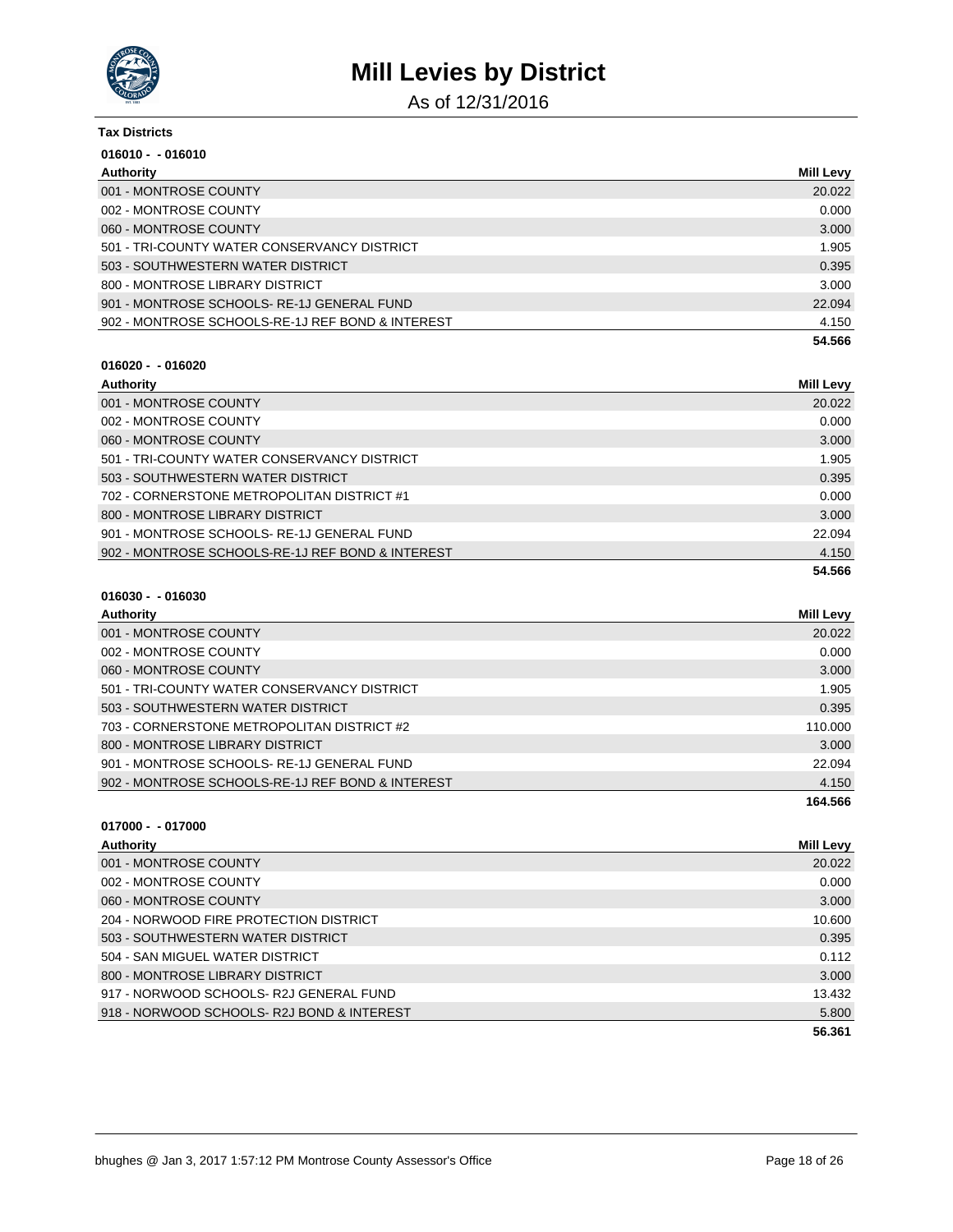# Mill Levies by District

As of 12/31/2016

**Tax Districts**

**016010 - - 016010**

| Authority | Mill Levy |
|---|---|
| 001 - MONTROSE COUNTY | 20.022 |
| 002 - MONTROSE COUNTY | 0.000 |
| 060 - MONTROSE COUNTY | 3.000 |
| 501 - TRI-COUNTY WATER CONSERVANCY DISTRICT | 1.905 |
| 503 - SOUTHWESTERN WATER DISTRICT | 0.395 |
| 800 - MONTROSE LIBRARY DISTRICT | 3.000 |
| 901 - MONTROSE SCHOOLS- RE-1J GENERAL FUND | 22.094 |
| 902 - MONTROSE SCHOOLS-RE-1J REF BOND & INTEREST | 4.150 |
| | **54.566** |

**016020 - - 016020**

| Authority | Mill Levy |
|---|---|
| 001 - MONTROSE COUNTY | 20.022 |
| 002 - MONTROSE COUNTY | 0.000 |
| 060 - MONTROSE COUNTY | 3.000 |
| 501 - TRI-COUNTY WATER CONSERVANCY DISTRICT | 1.905 |
| 503 - SOUTHWESTERN WATER DISTRICT | 0.395 |
| 702 - CORNERSTONE METROPOLITAN DISTRICT #1 | 0.000 |
| 800 - MONTROSE LIBRARY DISTRICT | 3.000 |
| 901 - MONTROSE SCHOOLS- RE-1J GENERAL FUND | 22.094 |
| 902 - MONTROSE SCHOOLS-RE-1J REF BOND & INTEREST | 4.150 |
| | **54.566** |

**016030 - - 016030**

| Authority | Mill Levy |
|---|---|
| 001 - MONTROSE COUNTY | 20.022 |
| 002 - MONTROSE COUNTY | 0.000 |
| 060 - MONTROSE COUNTY | 3.000 |
| 501 - TRI-COUNTY WATER CONSERVANCY DISTRICT | 1.905 |
| 503 - SOUTHWESTERN WATER DISTRICT | 0.395 |
| 703 - CORNERSTONE METROPOLITAN DISTRICT #2 | 110.000 |
| 800 - MONTROSE LIBRARY DISTRICT | 3.000 |
| 901 - MONTROSE SCHOOLS- RE-1J GENERAL FUND | 22.094 |
| 902 - MONTROSE SCHOOLS-RE-1J REF BOND & INTEREST | 4.150 |
| | **164.566** |

**017000 - - 017000**

| Authority | Mill Levy |
|---|---|
| 001 - MONTROSE COUNTY | 20.022 |
| 002 - MONTROSE COUNTY | 0.000 |
| 060 - MONTROSE COUNTY | 3.000 |
| 204 - NORWOOD FIRE PROTECTION DISTRICT | 10.600 |
| 503 - SOUTHWESTERN WATER DISTRICT | 0.395 |
| 504 - SAN MIGUEL WATER DISTRICT | 0.112 |
| 800 - MONTROSE LIBRARY DISTRICT | 3.000 |
| 917 - NORWOOD SCHOOLS- R2J GENERAL FUND | 13.432 |
| 918 - NORWOOD SCHOOLS- R2J BOND & INTEREST | 5.800 |
| | **56.361** |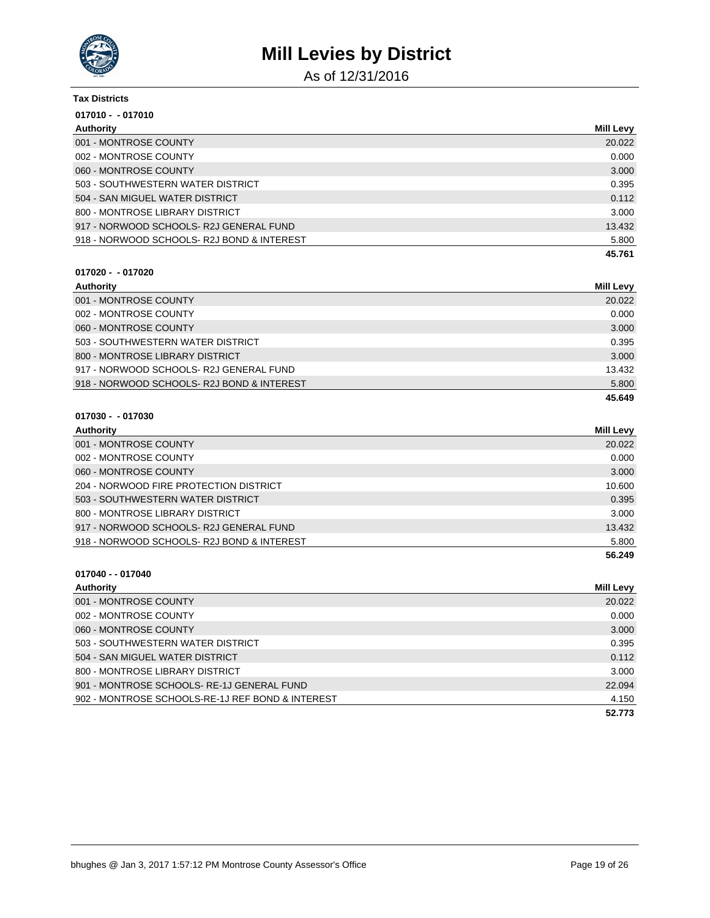# Mill Levies by District

As of 12/31/2016

**Tax Districts**

**017010 - - 017010**

| Authority | Mill Levy |
|---|---|
| 001 - MONTROSE COUNTY | 20.022 |
| 002 - MONTROSE COUNTY | 0.000 |
| 060 - MONTROSE COUNTY | 3.000 |
| 503 - SOUTHWESTERN WATER DISTRICT | 0.395 |
| 504 - SAN MIGUEL WATER DISTRICT | 0.112 |
| 800 - MONTROSE LIBRARY DISTRICT | 3.000 |
| 917 - NORWOOD SCHOOLS- R2J GENERAL FUND | 13.432 |
| 918 - NORWOOD SCHOOLS- R2J BOND & INTEREST | 5.800 |
| | **45.761** |

**017020 - - 017020**

| Authority | Mill Levy |
|---|---|
| 001 - MONTROSE COUNTY | 20.022 |
| 002 - MONTROSE COUNTY | 0.000 |
| 060 - MONTROSE COUNTY | 3.000 |
| 503 - SOUTHWESTERN WATER DISTRICT | 0.395 |
| 800 - MONTROSE LIBRARY DISTRICT | 3.000 |
| 917 - NORWOOD SCHOOLS- R2J GENERAL FUND | 13.432 |
| 918 - NORWOOD SCHOOLS- R2J BOND & INTEREST | 5.800 |
| | **45.649** |

**017030 - - 017030**

| Authority | Mill Levy |
|---|---|
| 001 - MONTROSE COUNTY | 20.022 |
| 002 - MONTROSE COUNTY | 0.000 |
| 060 - MONTROSE COUNTY | 3.000 |
| 204 - NORWOOD FIRE PROTECTION DISTRICT | 10.600 |
| 503 - SOUTHWESTERN WATER DISTRICT | 0.395 |
| 800 - MONTROSE LIBRARY DISTRICT | 3.000 |
| 917 - NORWOOD SCHOOLS- R2J GENERAL FUND | 13.432 |
| 918 - NORWOOD SCHOOLS- R2J BOND & INTEREST | 5.800 |
| | **56.249** |

**017040 - - 017040**

| Authority | Mill Levy |
|---|---|
| 001 - MONTROSE COUNTY | 20.022 |
| 002 - MONTROSE COUNTY | 0.000 |
| 060 - MONTROSE COUNTY | 3.000 |
| 503 - SOUTHWESTERN WATER DISTRICT | 0.395 |
| 504 - SAN MIGUEL WATER DISTRICT | 0.112 |
| 800 - MONTROSE LIBRARY DISTRICT | 3.000 |
| 901 - MONTROSE SCHOOLS- RE-1J GENERAL FUND | 22.094 |
| 902 - MONTROSE SCHOOLS-RE-1J REF BOND & INTEREST | 4.150 |
| | **52.773** |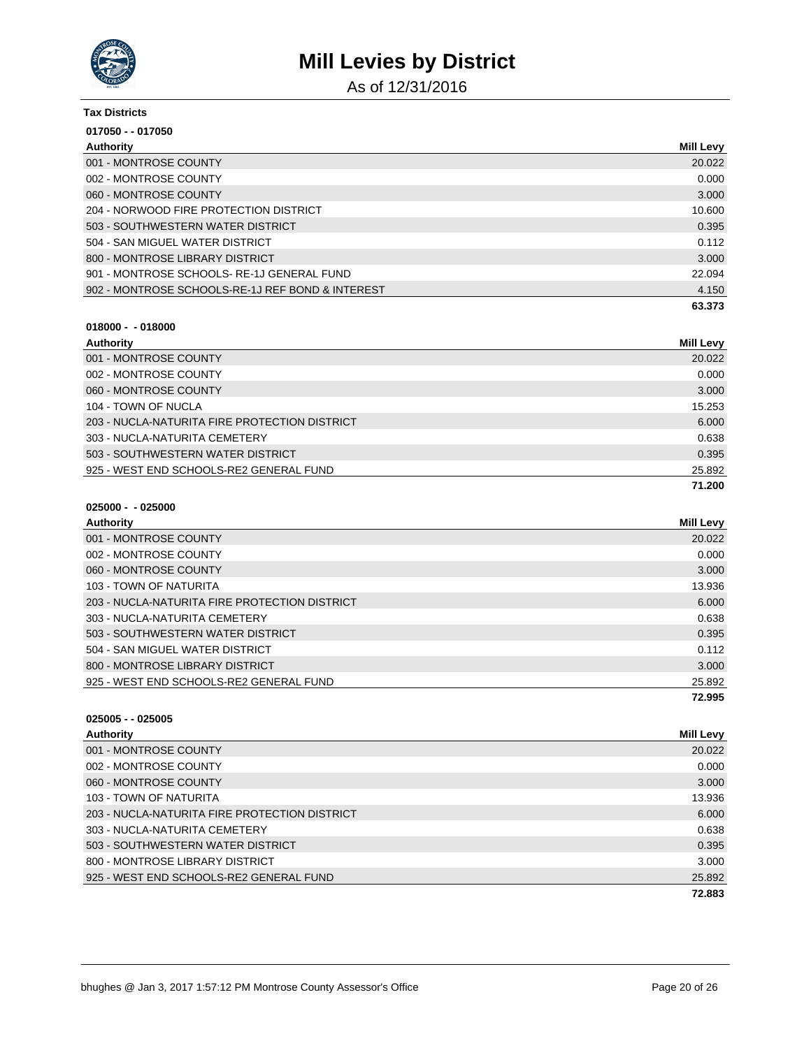# Mill Levies by District

As of 12/31/2016

**Tax Districts**

**017050 - - 017050**

| Authority | Mill Levy |
|---|---|
| 001 - MONTROSE COUNTY | 20.022 |
| 002 - MONTROSE COUNTY | 0.000 |
| 060 - MONTROSE COUNTY | 3.000 |
| 204 - NORWOOD FIRE PROTECTION DISTRICT | 10.600 |
| 503 - SOUTHWESTERN WATER DISTRICT | 0.395 |
| 504 - SAN MIGUEL WATER DISTRICT | 0.112 |
| 800 - MONTROSE LIBRARY DISTRICT | 3.000 |
| 901 - MONTROSE SCHOOLS- RE-1J GENERAL FUND | 22.094 |
| 902 - MONTROSE SCHOOLS-RE-1J REF BOND & INTEREST | 4.150 |
| | **63.373** |

**018000 - - 018000**

| Authority | Mill Levy |
|---|---|
| 001 - MONTROSE COUNTY | 20.022 |
| 002 - MONTROSE COUNTY | 0.000 |
| 060 - MONTROSE COUNTY | 3.000 |
| 104 - TOWN OF NUCLA | 15.253 |
| 203 - NUCLA-NATURITA FIRE PROTECTION DISTRICT | 6.000 |
| 303 - NUCLA-NATURITA CEMETERY | 0.638 |
| 503 - SOUTHWESTERN WATER DISTRICT | 0.395 |
| 925 - WEST END SCHOOLS-RE2 GENERAL FUND | 25.892 |
| | **71.200** |

**025000 - - 025000**

| Authority | Mill Levy |
|---|---|
| 001 - MONTROSE COUNTY | 20.022 |
| 002 - MONTROSE COUNTY | 0.000 |
| 060 - MONTROSE COUNTY | 3.000 |
| 103 - TOWN OF NATURITA | 13.936 |
| 203 - NUCLA-NATURITA FIRE PROTECTION DISTRICT | 6.000 |
| 303 - NUCLA-NATURITA CEMETERY | 0.638 |
| 503 - SOUTHWESTERN WATER DISTRICT | 0.395 |
| 504 - SAN MIGUEL WATER DISTRICT | 0.112 |
| 800 - MONTROSE LIBRARY DISTRICT | 3.000 |
| 925 - WEST END SCHOOLS-RE2 GENERAL FUND | 25.892 |
| | **72.995** |

**025005 - - 025005**

| Authority | Mill Levy |
|---|---|
| 001 - MONTROSE COUNTY | 20.022 |
| 002 - MONTROSE COUNTY | 0.000 |
| 060 - MONTROSE COUNTY | 3.000 |
| 103 - TOWN OF NATURITA | 13.936 |
| 203 - NUCLA-NATURITA FIRE PROTECTION DISTRICT | 6.000 |
| 303 - NUCLA-NATURITA CEMETERY | 0.638 |
| 503 - SOUTHWESTERN WATER DISTRICT | 0.395 |
| 800 - MONTROSE LIBRARY DISTRICT | 3.000 |
| 925 - WEST END SCHOOLS-RE2 GENERAL FUND | 25.892 |
| | **72.883** |

bhughes @ Jan 3, 2017 1:57:12 PM Montrose County Assessor's Office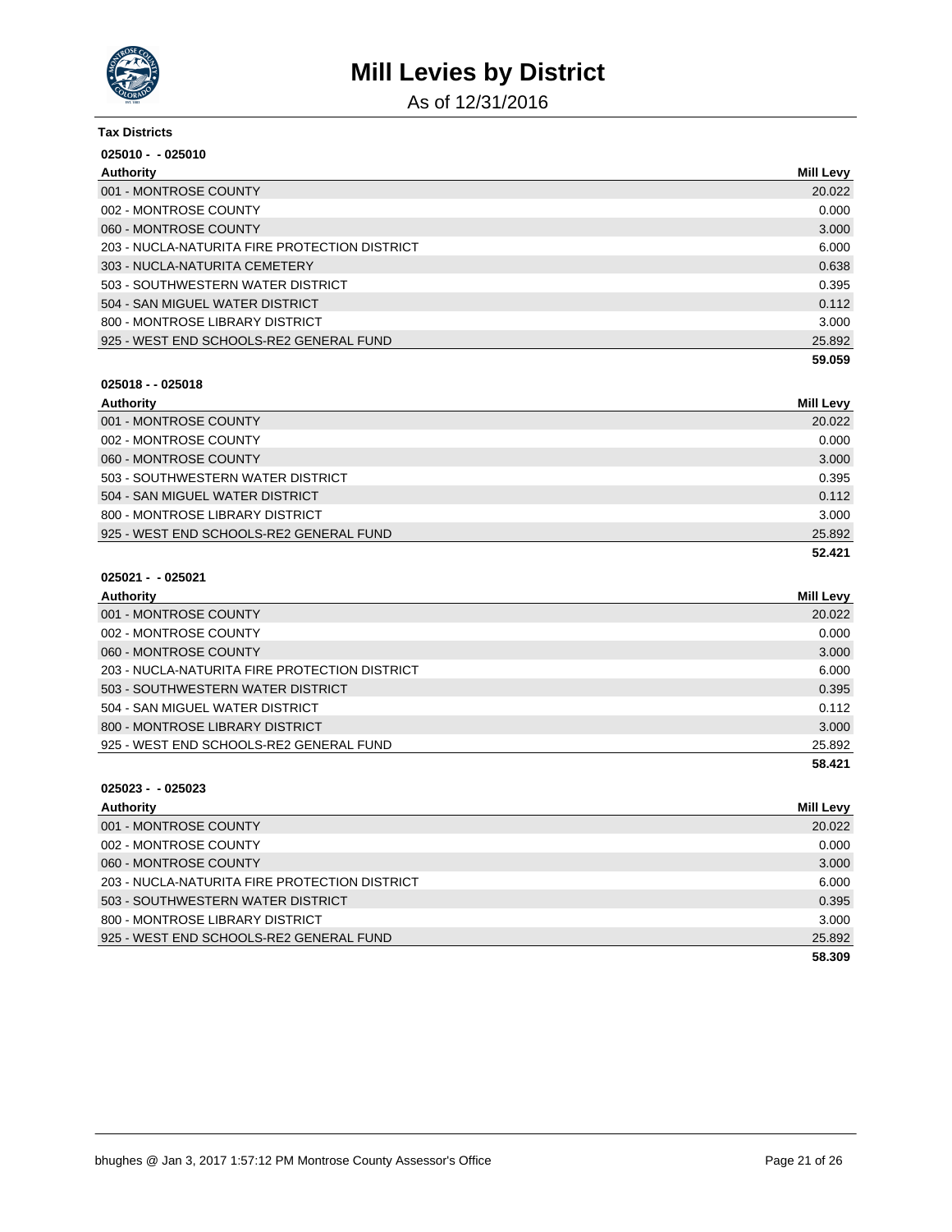# Mill Levies by District

As of 12/31/2016

**Tax Districts**

**025010 - - 025010**

| Authority | Mill Levy |
|---|---|
| 001 - MONTROSE COUNTY | 20.022 |
| 002 - MONTROSE COUNTY | 0.000 |
| 060 - MONTROSE COUNTY | 3.000 |
| 203 - NUCLA-NATURITA FIRE PROTECTION DISTRICT | 6.000 |
| 303 - NUCLA-NATURITA CEMETERY | 0.638 |
| 503 - SOUTHWESTERN WATER DISTRICT | 0.395 |
| 504 - SAN MIGUEL WATER DISTRICT | 0.112 |
| 800 - MONTROSE LIBRARY DISTRICT | 3.000 |
| 925 - WEST END SCHOOLS-RE2 GENERAL FUND | 25.892 |
| | **59.059** |

**025018 - - 025018**

| Authority | Mill Levy |
|---|---|
| 001 - MONTROSE COUNTY | 20.022 |
| 002 - MONTROSE COUNTY | 0.000 |
| 060 - MONTROSE COUNTY | 3.000 |
| 503 - SOUTHWESTERN WATER DISTRICT | 0.395 |
| 504 - SAN MIGUEL WATER DISTRICT | 0.112 |
| 800 - MONTROSE LIBRARY DISTRICT | 3.000 |
| 925 - WEST END SCHOOLS-RE2 GENERAL FUND | 25.892 |
| | **52.421** |

**025021 - - 025021**

| Authority | Mill Levy |
|---|---|
| 001 - MONTROSE COUNTY | 20.022 |
| 002 - MONTROSE COUNTY | 0.000 |
| 060 - MONTROSE COUNTY | 3.000 |
| 203 - NUCLA-NATURITA FIRE PROTECTION DISTRICT | 6.000 |
| 503 - SOUTHWESTERN WATER DISTRICT | 0.395 |
| 504 - SAN MIGUEL WATER DISTRICT | 0.112 |
| 800 - MONTROSE LIBRARY DISTRICT | 3.000 |
| 925 - WEST END SCHOOLS-RE2 GENERAL FUND | 25.892 |
| | **58.421** |

**025023 - - 025023**

| Authority | Mill Levy |
|---|---|
| 001 - MONTROSE COUNTY | 20.022 |
| 002 - MONTROSE COUNTY | 0.000 |
| 060 - MONTROSE COUNTY | 3.000 |
| 203 - NUCLA-NATURITA FIRE PROTECTION DISTRICT | 6.000 |
| 503 - SOUTHWESTERN WATER DISTRICT | 0.395 |
| 800 - MONTROSE LIBRARY DISTRICT | 3.000 |
| 925 - WEST END SCHOOLS-RE2 GENERAL FUND | 25.892 |
| | **58.309** |

bhughes @ Jan 3, 2017 1:57:12 PM Montrose County Assessor's Office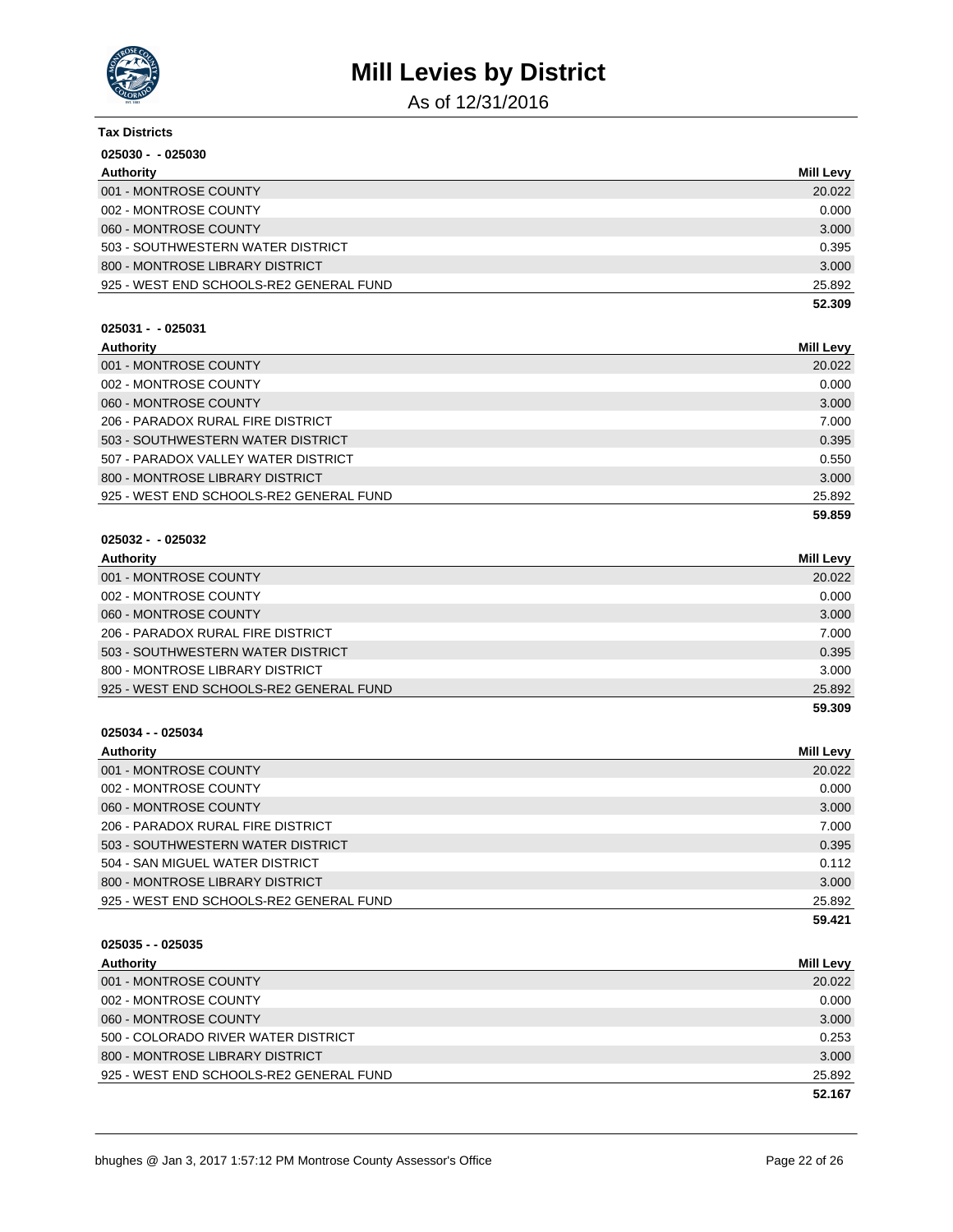# Mill Levies by District

As of 12/31/2016

**Tax Districts**

**025030 - - 025030**

| Authority | Mill Levy |
|---|---|
| 001 - MONTROSE COUNTY | 20.022 |
| 002 - MONTROSE COUNTY | 0.000 |
| 060 - MONTROSE COUNTY | 3.000 |
| 503 - SOUTHWESTERN WATER DISTRICT | 0.395 |
| 800 - MONTROSE LIBRARY DISTRICT | 3.000 |
| 925 - WEST END SCHOOLS-RE2 GENERAL FUND | 25.892 |
| | **52.309** |

**025031 - - 025031**

| Authority | Mill Levy |
|---|---|
| 001 - MONTROSE COUNTY | 20.022 |
| 002 - MONTROSE COUNTY | 0.000 |
| 060 - MONTROSE COUNTY | 3.000 |
| 206 - PARADOX RURAL FIRE DISTRICT | 7.000 |
| 503 - SOUTHWESTERN WATER DISTRICT | 0.395 |
| 507 - PARADOX VALLEY WATER DISTRICT | 0.550 |
| 800 - MONTROSE LIBRARY DISTRICT | 3.000 |
| 925 - WEST END SCHOOLS-RE2 GENERAL FUND | 25.892 |
| | **59.859** |

**025032 - - 025032**

| Authority | Mill Levy |
|---|---|
| 001 - MONTROSE COUNTY | 20.022 |
| 002 - MONTROSE COUNTY | 0.000 |
| 060 - MONTROSE COUNTY | 3.000 |
| 206 - PARADOX RURAL FIRE DISTRICT | 7.000 |
| 503 - SOUTHWESTERN WATER DISTRICT | 0.395 |
| 800 - MONTROSE LIBRARY DISTRICT | 3.000 |
| 925 - WEST END SCHOOLS-RE2 GENERAL FUND | 25.892 |
| | **59.309** |

**025034 - - 025034**

| Authority | Mill Levy |
|---|---|
| 001 - MONTROSE COUNTY | 20.022 |
| 002 - MONTROSE COUNTY | 0.000 |
| 060 - MONTROSE COUNTY | 3.000 |
| 206 - PARADOX RURAL FIRE DISTRICT | 7.000 |
| 503 - SOUTHWESTERN WATER DISTRICT | 0.395 |
| 504 - SAN MIGUEL WATER DISTRICT | 0.112 |
| 800 - MONTROSE LIBRARY DISTRICT | 3.000 |
| 925 - WEST END SCHOOLS-RE2 GENERAL FUND | 25.892 |
| | **59.421** |

**025035 - - 025035**

| Authority | Mill Levy |
|---|---|
| 001 - MONTROSE COUNTY | 20.022 |
| 002 - MONTROSE COUNTY | 0.000 |
| 060 - MONTROSE COUNTY | 3.000 |
| 500 - COLORADO RIVER WATER DISTRICT | 0.253 |
| 800 - MONTROSE LIBRARY DISTRICT | 3.000 |
| 925 - WEST END SCHOOLS-RE2 GENERAL FUND | 25.892 |
| | **52.167** |

bhughes @ Jan 3, 2017 1:57:12 PM Montrose County Assessor's Office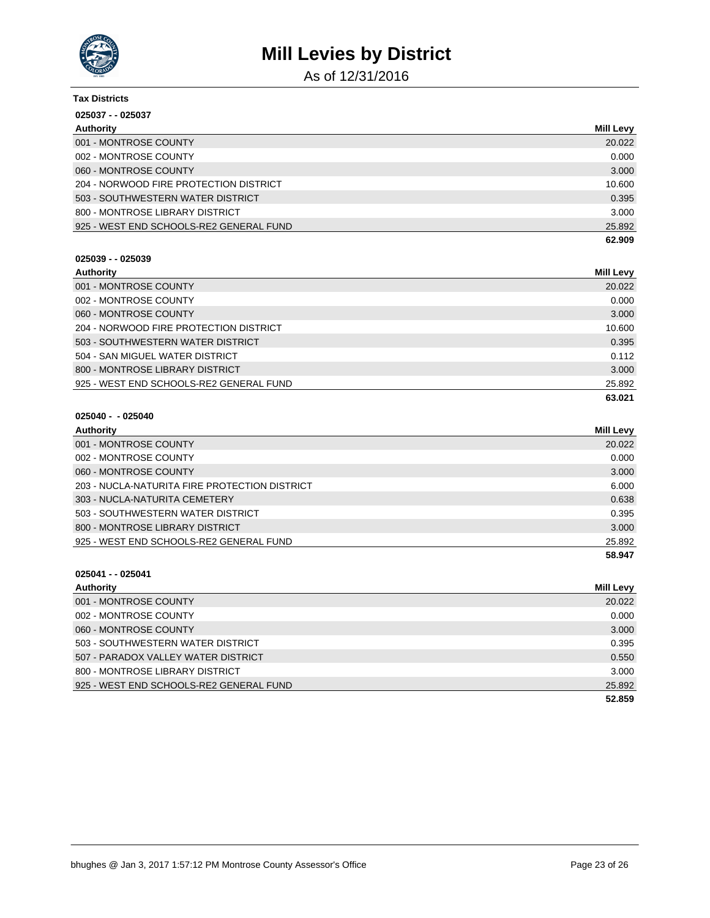# Mill Levies by District

As of 12/31/2016

**Tax Districts**

**025037 - - 025037**

| Authority | Mill Levy |
|---|---|
| 001 - MONTROSE COUNTY | 20.022 |
| 002 - MONTROSE COUNTY | 0.000 |
| 060 - MONTROSE COUNTY | 3.000 |
| 204 - NORWOOD FIRE PROTECTION DISTRICT | 10.600 |
| 503 - SOUTHWESTERN WATER DISTRICT | 0.395 |
| 800 - MONTROSE LIBRARY DISTRICT | 3.000 |
| 925 - WEST END SCHOOLS-RE2 GENERAL FUND | 25.892 |
| | **62.909** |

**025039 - - 025039**

| Authority | Mill Levy |
|---|---|
| 001 - MONTROSE COUNTY | 20.022 |
| 002 - MONTROSE COUNTY | 0.000 |
| 060 - MONTROSE COUNTY | 3.000 |
| 204 - NORWOOD FIRE PROTECTION DISTRICT | 10.600 |
| 503 - SOUTHWESTERN WATER DISTRICT | 0.395 |
| 504 - SAN MIGUEL WATER DISTRICT | 0.112 |
| 800 - MONTROSE LIBRARY DISTRICT | 3.000 |
| 925 - WEST END SCHOOLS-RE2 GENERAL FUND | 25.892 |
| | **63.021** |

**025040 - - 025040**

| Authority | Mill Levy |
|---|---|
| 001 - MONTROSE COUNTY | 20.022 |
| 002 - MONTROSE COUNTY | 0.000 |
| 060 - MONTROSE COUNTY | 3.000 |
| 203 - NUCLA-NATURITA FIRE PROTECTION DISTRICT | 6.000 |
| 303 - NUCLA-NATURITA CEMETERY | 0.638 |
| 503 - SOUTHWESTERN WATER DISTRICT | 0.395 |
| 800 - MONTROSE LIBRARY DISTRICT | 3.000 |
| 925 - WEST END SCHOOLS-RE2 GENERAL FUND | 25.892 |
| | **58.947** |

**025041 - - 025041**

| Authority | Mill Levy |
|---|---|
| 001 - MONTROSE COUNTY | 20.022 |
| 002 - MONTROSE COUNTY | 0.000 |
| 060 - MONTROSE COUNTY | 3.000 |
| 503 - SOUTHWESTERN WATER DISTRICT | 0.395 |
| 507 - PARADOX VALLEY WATER DISTRICT | 0.550 |
| 800 - MONTROSE LIBRARY DISTRICT | 3.000 |
| 925 - WEST END SCHOOLS-RE2 GENERAL FUND | 25.892 |
| | **52.859** |

bhughes @ Jan 3, 2017 1:57:12 PM Montrose County Assessor's Office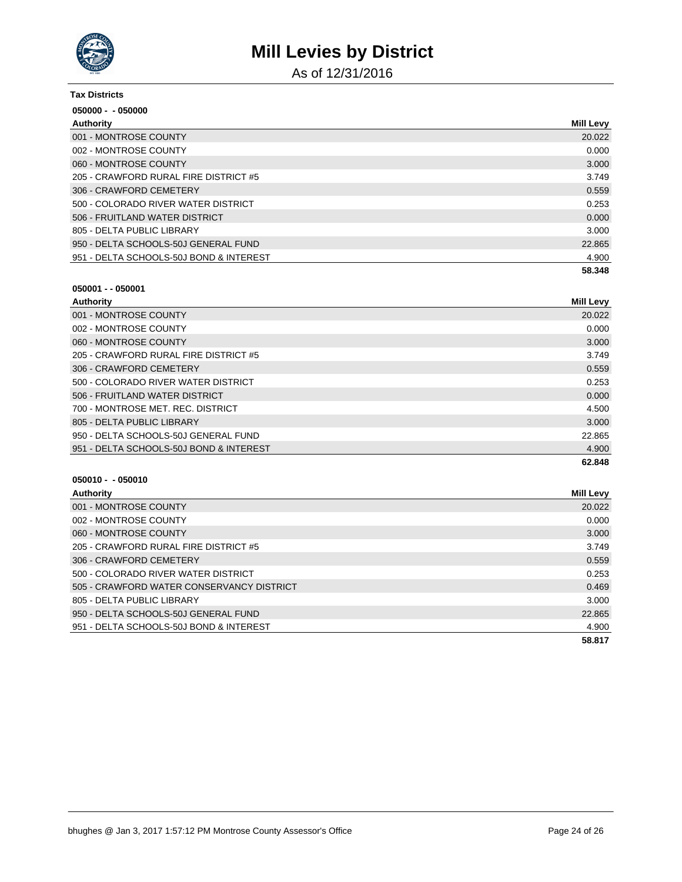# Mill Levies by District

As of 12/31/2016

**Tax Districts**

**050000 - - 050000**

| Authority | Mill Levy |
| --- | --- |
| 001 - MONTROSE COUNTY | 20.022 |
| 002 - MONTROSE COUNTY | 0.000 |
| 060 - MONTROSE COUNTY | 3.000 |
| 205 - CRAWFORD RURAL FIRE DISTRICT #5 | 3.749 |
| 306 - CRAWFORD CEMETERY | 0.559 |
| 500 - COLORADO RIVER WATER DISTRICT | 0.253 |
| 506 - FRUITLAND WATER DISTRICT | 0.000 |
| 805 - DELTA PUBLIC LIBRARY | 3.000 |
| 950 - DELTA SCHOOLS-50J GENERAL FUND | 22.865 |
| 951 - DELTA SCHOOLS-50J BOND & INTEREST | 4.900 |
| | **58.348** |

**050001 - - 050001**

| Authority | Mill Levy |
| --- | --- |
| 001 - MONTROSE COUNTY | 20.022 |
| 002 - MONTROSE COUNTY | 0.000 |
| 060 - MONTROSE COUNTY | 3.000 |
| 205 - CRAWFORD RURAL FIRE DISTRICT #5 | 3.749 |
| 306 - CRAWFORD CEMETERY | 0.559 |
| 500 - COLORADO RIVER WATER DISTRICT | 0.253 |
| 506 - FRUITLAND WATER DISTRICT | 0.000 |
| 700 - MONTROSE MET. REC. DISTRICT | 4.500 |
| 805 - DELTA PUBLIC LIBRARY | 3.000 |
| 950 - DELTA SCHOOLS-50J GENERAL FUND | 22.865 |
| 951 - DELTA SCHOOLS-50J BOND & INTEREST | 4.900 |
| | **62.848** |

**050010 - - 050010**

| Authority | Mill Levy |
| --- | --- |
| 001 - MONTROSE COUNTY | 20.022 |
| 002 - MONTROSE COUNTY | 0.000 |
| 060 - MONTROSE COUNTY | 3.000 |
| 205 - CRAWFORD RURAL FIRE DISTRICT #5 | 3.749 |
| 306 - CRAWFORD CEMETERY | 0.559 |
| 500 - COLORADO RIVER WATER DISTRICT | 0.253 |
| 505 - CRAWFORD WATER CONSERVANCY DISTRICT | 0.469 |
| 805 - DELTA PUBLIC LIBRARY | 3.000 |
| 950 - DELTA SCHOOLS-50J GENERAL FUND | 22.865 |
| 951 - DELTA SCHOOLS-50J BOND & INTEREST | 4.900 |
| | **58.817** |

bhughes @ Jan 3, 2017 1:57:12 PM Montrose County Assessor's Office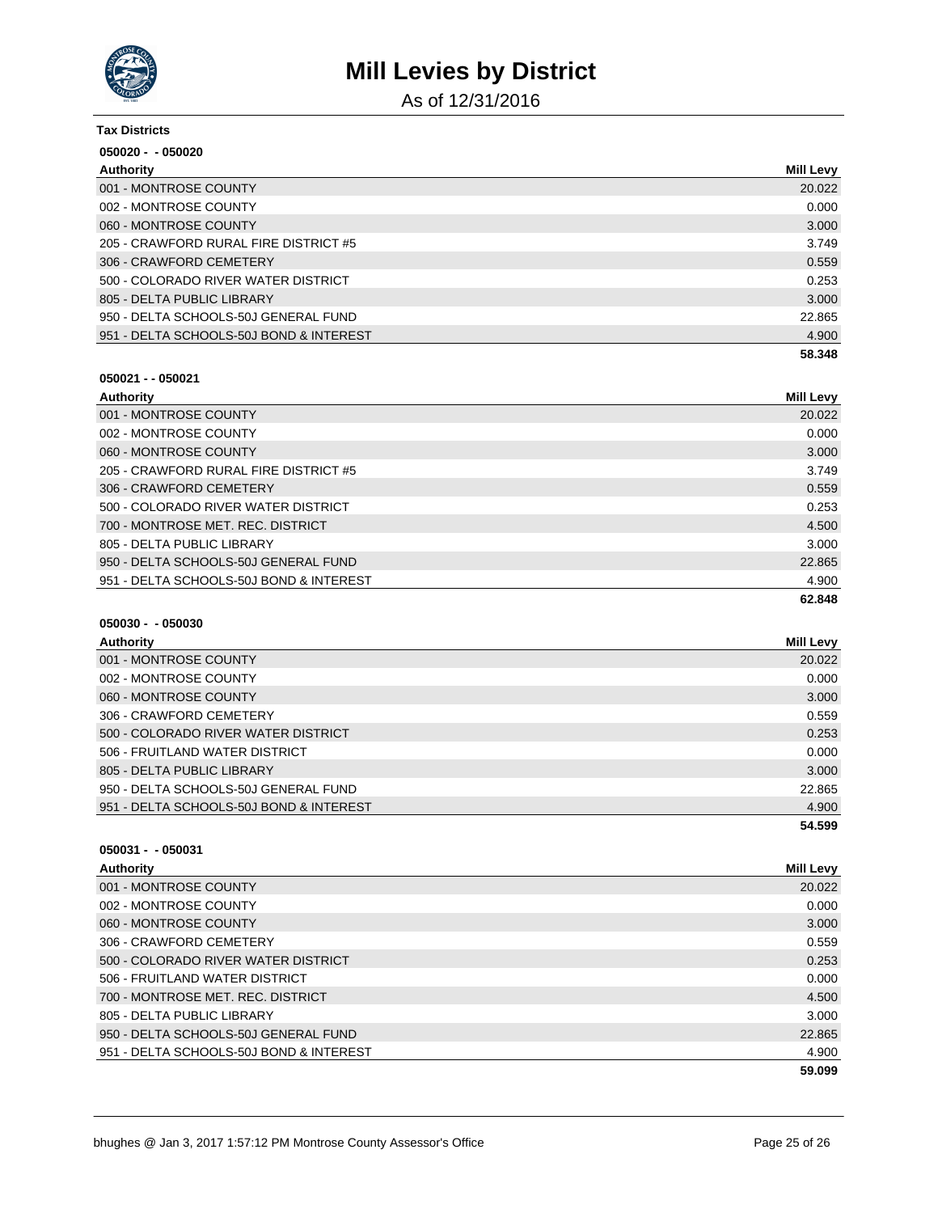# Mill Levies by District

As of 12/31/2016

**Tax Districts**

**050020 - - 050020**

| Authority | Mill Levy |
|---|---|
| 001 - MONTROSE COUNTY | 20.022 |
| 002 - MONTROSE COUNTY | 0.000 |
| 060 - MONTROSE COUNTY | 3.000 |
| 205 - CRAWFORD RURAL FIRE DISTRICT #5 | 3.749 |
| 306 - CRAWFORD CEMETERY | 0.559 |
| 500 - COLORADO RIVER WATER DISTRICT | 0.253 |
| 805 - DELTA PUBLIC LIBRARY | 3.000 |
| 950 - DELTA SCHOOLS-50J GENERAL FUND | 22.865 |
| 951 - DELTA SCHOOLS-50J BOND & INTEREST | 4.900 |
| | **58.348** |

**050021 - - 050021**

| Authority | Mill Levy |
|---|---|
| 001 - MONTROSE COUNTY | 20.022 |
| 002 - MONTROSE COUNTY | 0.000 |
| 060 - MONTROSE COUNTY | 3.000 |
| 205 - CRAWFORD RURAL FIRE DISTRICT #5 | 3.749 |
| 306 - CRAWFORD CEMETERY | 0.559 |
| 500 - COLORADO RIVER WATER DISTRICT | 0.253 |
| 700 - MONTROSE MET. REC. DISTRICT | 4.500 |
| 805 - DELTA PUBLIC LIBRARY | 3.000 |
| 950 - DELTA SCHOOLS-50J GENERAL FUND | 22.865 |
| 951 - DELTA SCHOOLS-50J BOND & INTEREST | 4.900 |
| | **62.848** |

**050030 - - 050030**

| Authority | Mill Levy |
|---|---|
| 001 - MONTROSE COUNTY | 20.022 |
| 002 - MONTROSE COUNTY | 0.000 |
| 060 - MONTROSE COUNTY | 3.000 |
| 306 - CRAWFORD CEMETERY | 0.559 |
| 500 - COLORADO RIVER WATER DISTRICT | 0.253 |
| 506 - FRUITLAND WATER DISTRICT | 0.000 |
| 805 - DELTA PUBLIC LIBRARY | 3.000 |
| 950 - DELTA SCHOOLS-50J GENERAL FUND | 22.865 |
| 951 - DELTA SCHOOLS-50J BOND & INTEREST | 4.900 |
| | **54.599** |

**050031 - - 050031**

| Authority | Mill Levy |
|---|---|
| 001 - MONTROSE COUNTY | 20.022 |
| 002 - MONTROSE COUNTY | 0.000 |
| 060 - MONTROSE COUNTY | 3.000 |
| 306 - CRAWFORD CEMETERY | 0.559 |
| 500 - COLORADO RIVER WATER DISTRICT | 0.253 |
| 506 - FRUITLAND WATER DISTRICT | 0.000 |
| 700 - MONTROSE MET. REC. DISTRICT | 4.500 |
| 805 - DELTA PUBLIC LIBRARY | 3.000 |
| 950 - DELTA SCHOOLS-50J GENERAL FUND | 22.865 |
| 951 - DELTA SCHOOLS-50J BOND & INTEREST | 4.900 |
| | **59.099** |

bhughes @ Jan 3, 2017 1:57:12 PM Montrose County Assessor's Office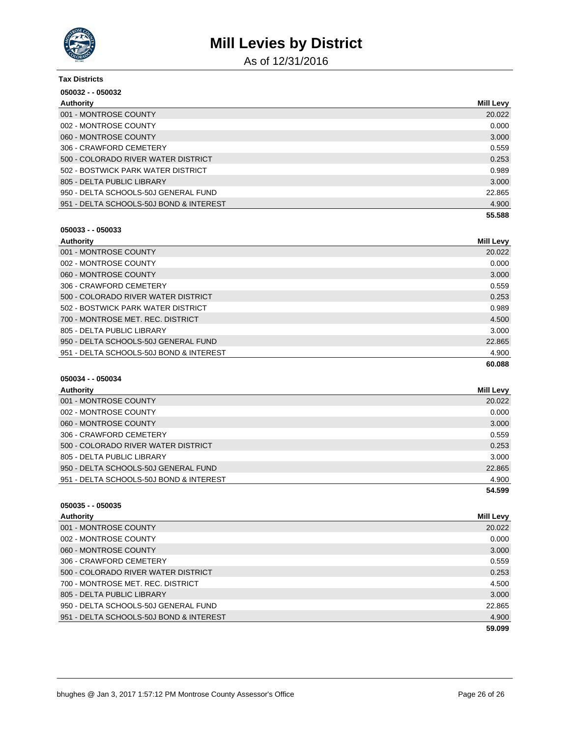# Mill Levies by District

As of 12/31/2016

**Tax Districts**

**050032 - - 050032**

| Authority | Mill Levy |
| --- | --- |
| 001 - MONTROSE COUNTY | 20.022 |
| 002 - MONTROSE COUNTY | 0.000 |
| 060 - MONTROSE COUNTY | 3.000 |
| 306 - CRAWFORD CEMETERY | 0.559 |
| 500 - COLORADO RIVER WATER DISTRICT | 0.253 |
| 502 - BOSTWICK PARK WATER DISTRICT | 0.989 |
| 805 - DELTA PUBLIC LIBRARY | 3.000 |
| 950 - DELTA SCHOOLS-50J GENERAL FUND | 22.865 |
| 951 - DELTA SCHOOLS-50J BOND & INTEREST | 4.900 |
| | **55.588** |

**050033 - - 050033**

| Authority | Mill Levy |
| --- | --- |
| 001 - MONTROSE COUNTY | 20.022 |
| 002 - MONTROSE COUNTY | 0.000 |
| 060 - MONTROSE COUNTY | 3.000 |
| 306 - CRAWFORD CEMETERY | 0.559 |
| 500 - COLORADO RIVER WATER DISTRICT | 0.253 |
| 502 - BOSTWICK PARK WATER DISTRICT | 0.989 |
| 700 - MONTROSE MET. REC. DISTRICT | 4.500 |
| 805 - DELTA PUBLIC LIBRARY | 3.000 |
| 950 - DELTA SCHOOLS-50J GENERAL FUND | 22.865 |
| 951 - DELTA SCHOOLS-50J BOND & INTEREST | 4.900 |
| | **60.088** |

**050034 - - 050034**

| Authority | Mill Levy |
| --- | --- |
| 001 - MONTROSE COUNTY | 20.022 |
| 002 - MONTROSE COUNTY | 0.000 |
| 060 - MONTROSE COUNTY | 3.000 |
| 306 - CRAWFORD CEMETERY | 0.559 |
| 500 - COLORADO RIVER WATER DISTRICT | 0.253 |
| 805 - DELTA PUBLIC LIBRARY | 3.000 |
| 950 - DELTA SCHOOLS-50J GENERAL FUND | 22.865 |
| 951 - DELTA SCHOOLS-50J BOND & INTEREST | 4.900 |
| | **54.599** |

**050035 - - 050035**

| Authority | Mill Levy |
| --- | --- |
| 001 - MONTROSE COUNTY | 20.022 |
| 002 - MONTROSE COUNTY | 0.000 |
| 060 - MONTROSE COUNTY | 3.000 |
| 306 - CRAWFORD CEMETERY | 0.559 |
| 500 - COLORADO RIVER WATER DISTRICT | 0.253 |
| 700 - MONTROSE MET. REC. DISTRICT | 4.500 |
| 805 - DELTA PUBLIC LIBRARY | 3.000 |
| 950 - DELTA SCHOOLS-50J GENERAL FUND | 22.865 |
| 951 - DELTA SCHOOLS-50J BOND & INTEREST | 4.900 |
| | **59.099** |